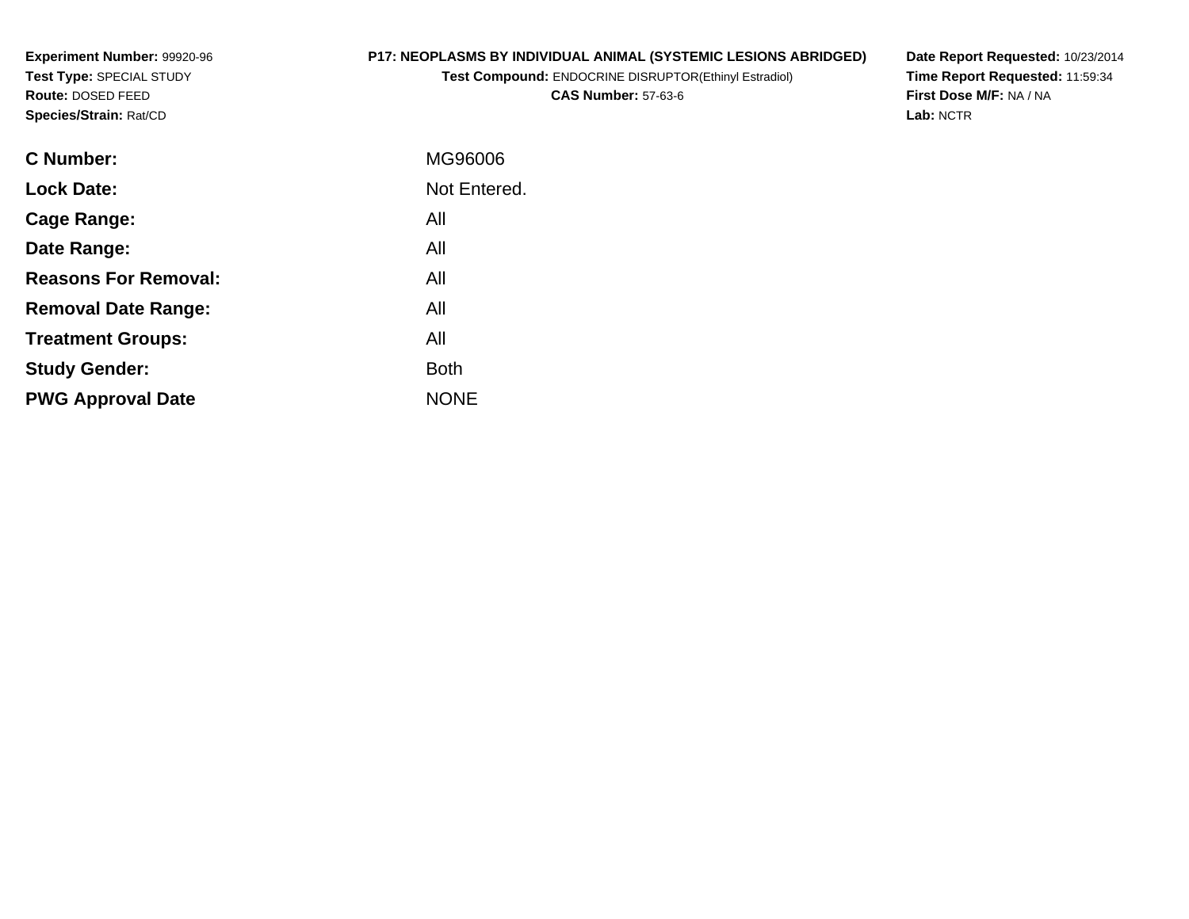**Experiment Number:** 99920-96
**Test Type:** SPECIAL STUDY
**Route:** DOSED FEED
**Species/Strain:** Rat/CD

**P17: NEOPLASMS BY INDIVIDUAL ANIMAL (SYSTEMIC LESIONS ABRIDGED)**
**Test Compound:** ENDOCRINE DISRUPTOR(Ethinyl Estradiol)
**CAS Number:** 57-63-6

**Date Report Requested:** 10/23/2014
**Time Report Requested:** 11:59:34
**First Dose M/F:** NA / NA
**Lab:** NCTR

| | |
|---|---|
| **C Number:** | MG96006 |
| **Lock Date:** | Not Entered. |
| **Cage Range:** | All |
| **Date Range:** | All |
| **Reasons For Removal:** | All |
| **Removal Date Range:** | All |
| **Treatment Groups:** | All |
| **Study Gender:** | Both |
| **PWG Approval Date** | NONE |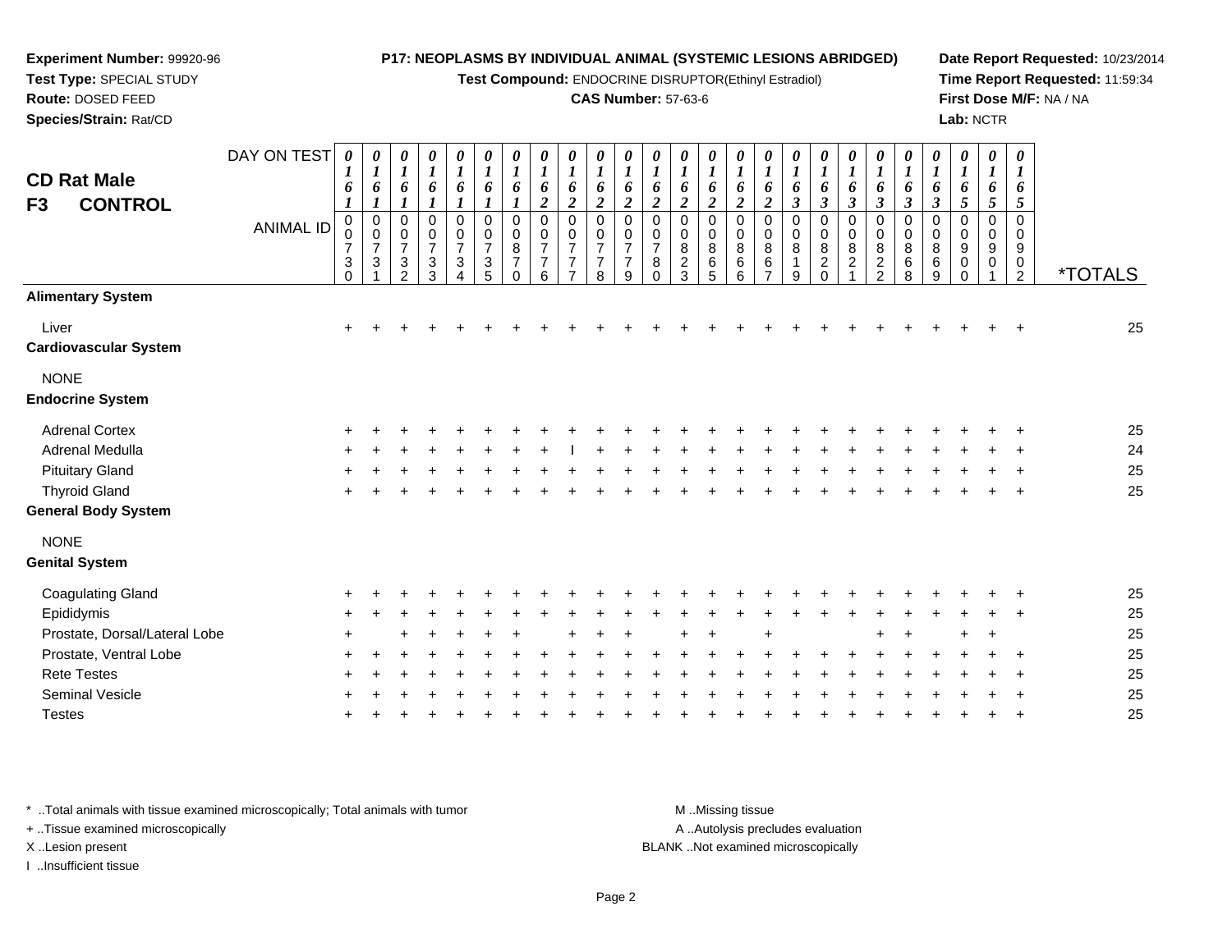**Experiment Number:** 99920-96
**Test Type:** SPECIAL STUDY
**Route:** DOSED FEED
**Species/Strain:** Rat/CD

**P17: NEOPLASMS BY INDIVIDUAL ANIMAL (SYSTEMIC LESIONS ABRIDGED)**
**Test Compound:** ENDOCRINE DISRUPTOR(Ethinyl Estradiol)
**CAS Number:** 57-63-6

**Date Report Requested:** 10/23/2014
**Time Report Requested:** 11:59:34
**First Dose M/F:** NA / NA
**Lab:** NCTR

## CD Rat Male
## F3 CONTROL

| DAY ON TEST | 0161 | 0161 | 0161 | 0161 | 0161 | 0161 | 0161 | 0162 | 0162 | 0162 | 0162 | 0162 | 0162 | 0162 | 0162 | 0162 | 0163 | 0163 | 0163 | 0163 | 0163 | 0163 | 0165 | 0165 | 0165 | |
|---|---|---|---|---|---|---|---|---|---|---|---|---|---|---|---|---|---|---|---|---|---|---|---|---|---|---|
| **ANIMAL ID** | 00730 | 00731 | 00732 | 00733 | 00734 | 00735 | 00870 | 00776 | 00777 | 00778 | 00779 | 00780 | 00823 | 00865 | 00866 | 00867 | 00819 | 00820 | 00821 | 00822 | 00868 | 00869 | 00900 | 00901 | 00902 | ***TOTALS** |
| **Alimentary System** | | | | | | | | | | | | | | | | | | | | | | | | | | |
| Liver | + | + | + | + | + | + | + | + | + | + | + | + | + | + | + | + | + | + | + | + | + | + | + | + | + | 25 |
| **Cardiovascular System** | | | | | | | | | | | | | | | | | | | | | | | | | | |
| NONE | | | | | | | | | | | | | | | | | | | | | | | | | | |
| **Endocrine System** | | | | | | | | | | | | | | | | | | | | | | | | | | |
| Adrenal Cortex | + | + | + | + | + | + | + | + | + | + | + | + | + | + | + | + | + | + | + | + | + | + | + | + | + | 25 |
| Adrenal Medulla | + | + | + | + | + | + | + | + | I | + | + | + | + | + | + | + | + | + | + | + | + | + | + | + | + | 24 |
| Pituitary Gland | + | + | + | + | + | + | + | + | + | + | + | + | + | + | + | + | + | + | + | + | + | + | + | + | + | 25 |
| Thyroid Gland | + | + | + | + | + | + | + | + | + | + | + | + | + | + | + | + | + | + | + | + | + | + | + | + | + | 25 |
| **General Body System** | | | | | | | | | | | | | | | | | | | | | | | | | | |
| NONE | | | | | | | | | | | | | | | | | | | | | | | | | | |
| **Genital System** | | | | | | | | | | | | | | | | | | | | | | | | | | |
| Coagulating Gland | + | + | + | + | + | + | + | + | + | + | + | + | + | + | + | + | + | + | + | + | + | + | + | + | + | 25 |
| Epididymis | + | + | + | + | + | + | + | + | + | + | + | + | + | + | + | + | + | + | + | + | + | + | + | + | + | 25 |
| Prostate, Dorsal/Lateral Lobe | + | | + | + | + | + | + | | + | + | + | | + | + | | + | | | | + | + | | + | + | | 25 |
| Prostate, Ventral Lobe | + | + | + | + | + | + | + | + | + | + | + | + | + | + | + | + | + | + | + | + | + | + | + | + | + | 25 |
| Rete Testes | + | + | + | + | + | + | + | + | + | + | + | + | + | + | + | + | + | + | + | + | + | + | + | + | + | 25 |
| Seminal Vesicle | + | + | + | + | + | + | + | + | + | + | + | + | + | + | + | + | + | + | + | + | + | + | + | + | + | 25 |
| Testes | + | + | + | + | + | + | + | + | + | + | + | + | + | + | + | + | + | + | + | + | + | + | + | + | + | 25 |

\* ..Total animals with tissue examined microscopically; Total animals with tumor
+ ..Tissue examined microscopically
X ..Lesion present
I ..Insufficient tissue

M ..Missing tissue
A ..Autolysis precludes evaluation
BLANK ..Not examined microscopically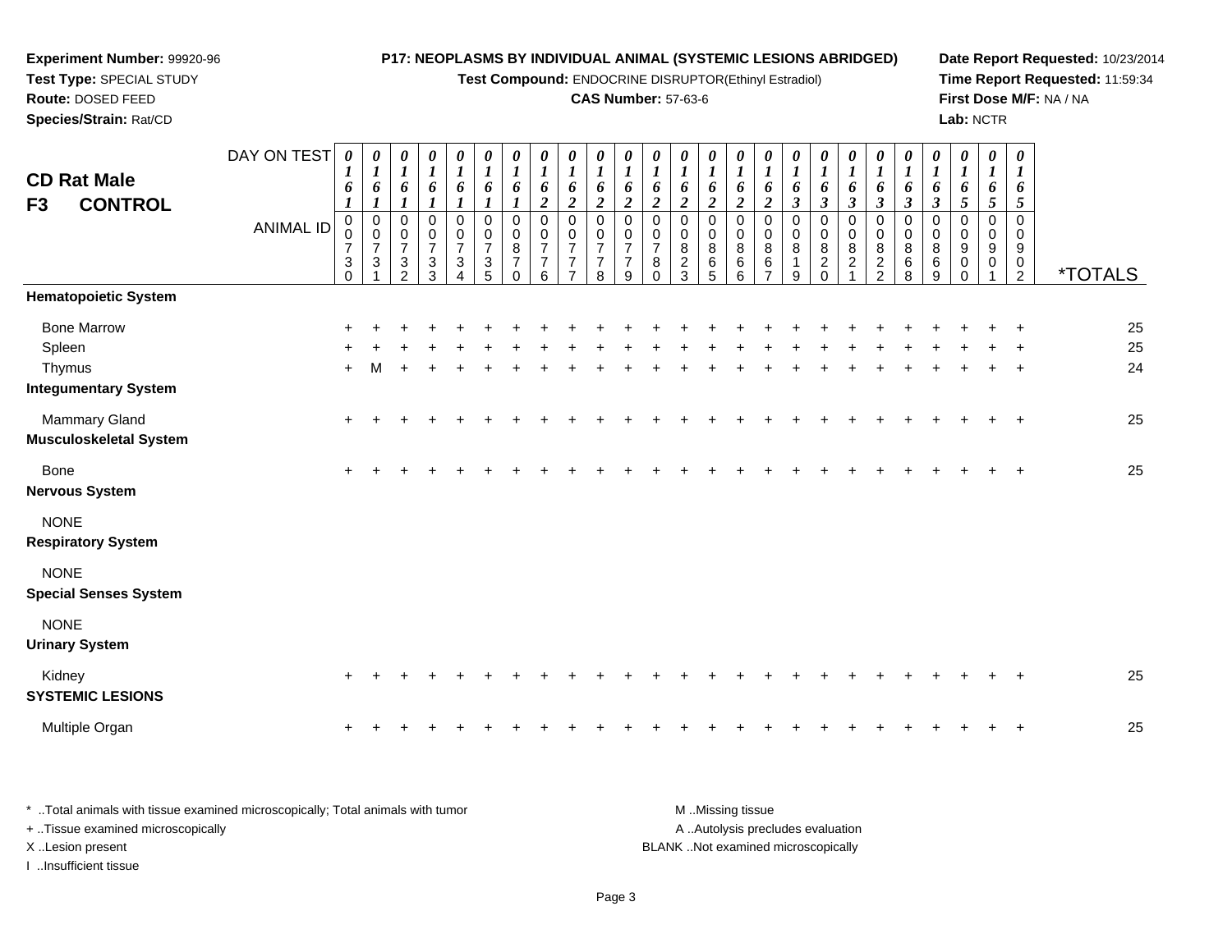**Experiment Number:** 99920-96
**Test Type:** SPECIAL STUDY
**Route:** DOSED FEED
**Species/Strain:** Rat/CD

**P17: NEOPLASMS BY INDIVIDUAL ANIMAL (SYSTEMIC LESIONS ABRIDGED)**
**Test Compound:** ENDOCRINE DISRUPTOR(Ethinyl Estradiol)
**CAS Number:** 57-63-6

**Date Report Requested:** 10/23/2014
**Time Report Requested:** 11:59:34
**First Dose M/F:** NA / NA
**Lab:** NCTR

## CD Rat Male
## F3 CONTROL

| DAY ON TEST | 0161 | 0161 | 0161 | 0161 | 0161 | 0161 | 0161 | 0162 | 0162 | 0162 | 0162 | 0162 | 0162 | 0162 | 0162 | 0162 | 0163 | 0163 | 0163 | 0163 | 0163 | 0163 | 0165 | 0165 | 0165 | *TOTALS |
|---|---|---|---|---|---|---|---|---|---|---|---|---|---|---|---|---|---|---|---|---|---|---|---|---|---|---|
| **ANIMAL ID** | 00730 | 00731 | 00732 | 00733 | 00734 | 00735 | 00870 | 00776 | 00777 | 00778 | 00779 | 00780 | 00823 | 00865 | 00866 | 00867 | 00819 | 00820 | 00821 | 00822 | 00868 | 00869 | 00900 | 00901 | 00902 | |
| **Hematopoietic System** | | | | | | | | | | | | | | | | | | | | | | | | | | |
| Bone Marrow | + | + | + | + | + | + | + | + | + | + | + | + | + | + | + | + | + | + | + | + | + | + | + | + | + | 25 |
| Spleen | + | + | + | + | + | + | + | + | + | + | + | + | + | + | + | + | + | + | + | + | + | + | + | + | + | 25 |
| Thymus | + | M | + | + | + | + | + | + | + | + | + | + | + | + | + | + | + | + | + | + | + | + | + | + | + | 24 |
| **Integumentary System** | | | | | | | | | | | | | | | | | | | | | | | | | | |
| Mammary Gland | + | + | + | + | + | + | + | + | + | + | + | + | + | + | + | + | + | + | + | + | + | + | + | + | + | 25 |
| **Musculoskeletal System** | | | | | | | | | | | | | | | | | | | | | | | | | | |
| Bone | + | + | + | + | + | + | + | + | + | + | + | + | + | + | + | + | + | + | + | + | + | + | + | + | + | 25 |
| **Nervous System** | | | | | | | | | | | | | | | | | | | | | | | | | | |
| NONE | | | | | | | | | | | | | | | | | | | | | | | | | | |
| **Respiratory System** | | | | | | | | | | | | | | | | | | | | | | | | | | |
| NONE | | | | | | | | | | | | | | | | | | | | | | | | | | |
| **Special Senses System** | | | | | | | | | | | | | | | | | | | | | | | | | | |
| NONE | | | | | | | | | | | | | | | | | | | | | | | | | | |
| **Urinary System** | | | | | | | | | | | | | | | | | | | | | | | | | | |
| Kidney | + | + | + | + | + | + | + | + | + | + | + | + | + | + | + | + | + | + | + | + | + | + | + | + | + | 25 |
| **SYSTEMIC LESIONS** | | | | | | | | | | | | | | | | | | | | | | | | | | |
| Multiple Organ | + | + | + | + | + | + | + | + | + | + | + | + | + | + | + | + | + | + | + | + | + | + | + | + | + | 25 |

* ..Total animals with tissue examined microscopically; Total animals with tumor
+ ..Tissue examined microscopically
X ..Lesion present
I ..Insufficient tissue

M ..Missing tissue
A ..Autolysis precludes evaluation
BLANK ..Not examined microscopically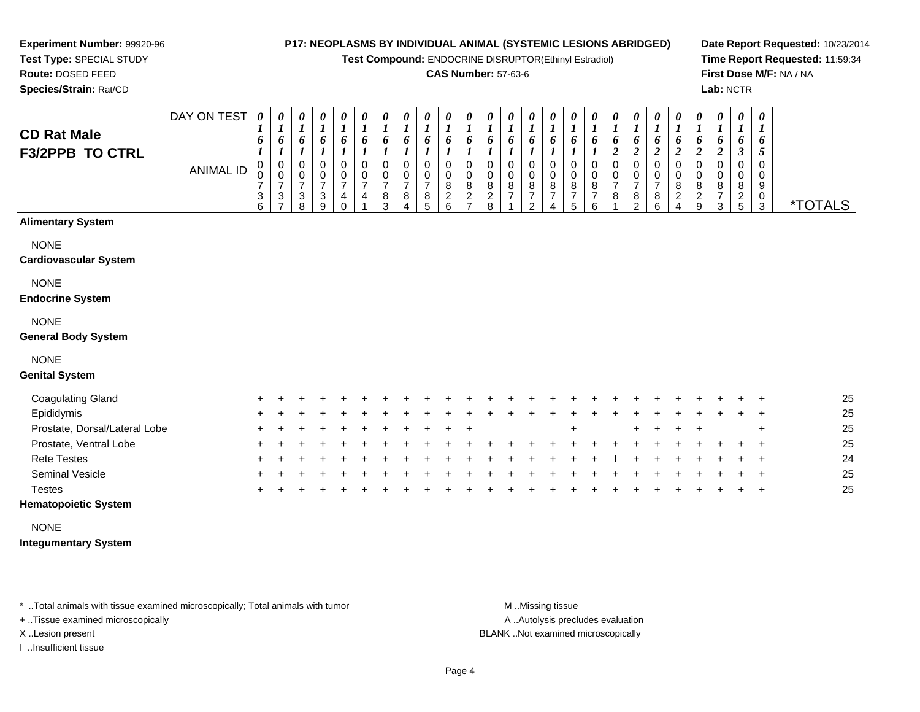**Experiment Number:** 99920-96
**Test Type:** SPECIAL STUDY
**Route:** DOSED FEED
**Species/Strain:** Rat/CD

**P17: NEOPLASMS BY INDIVIDUAL ANIMAL (SYSTEMIC LESIONS ABRIDGED)**
**Test Compound:** ENDOCRINE DISRUPTOR(Ethinyl Estradiol)
**CAS Number:** 57-63-6

**Date Report Requested:** 10/23/2014
**Time Report Requested:** 11:59:34
**First Dose M/F:** NA / NA
**Lab:** NCTR

## CD Rat Male F3/2PPB TO CTRL

| DAY ON TEST | 0161 | 0161 | 0161 | 0161 | 0161 | 0161 | 0161 | 0161 | 0161 | 0161 | 0161 | 0161 | 0161 | 0161 | 0161 | 0161 | 0161 | 0162 | 0162 | 0162 | 0162 | 0162 | 0162 | 0163 | 0165 | |
|---|---|---|---|---|---|---|---|---|---|---|---|---|---|---|---|---|---|---|---|---|---|---|---|---|---|---|
| **ANIMAL ID** | 0736 | 0737 | 0738 | 0739 | 0740 | 0741 | 0783 | 0784 | 0785 | 0826 | 0827 | 0828 | 0871 | 0872 | 0874 | 0875 | 0876 | 0781 | 0782 | 0786 | 0824 | 0829 | 0873 | 0825 | 0903 | ***TOTALS** |
| **Alimentary System** | | | | | | | | | | | | | | | | | | | | | | | | | | |
| NONE | | | | | | | | | | | | | | | | | | | | | | | | | | |
| **Cardiovascular System** | | | | | | | | | | | | | | | | | | | | | | | | | | |
| NONE | | | | | | | | | | | | | | | | | | | | | | | | | | |
| **Endocrine System** | | | | | | | | | | | | | | | | | | | | | | | | | | |
| NONE | | | | | | | | | | | | | | | | | | | | | | | | | | |
| **General Body System** | | | | | | | | | | | | | | | | | | | | | | | | | | |
| NONE | | | | | | | | | | | | | | | | | | | | | | | | | | |
| **Genital System** | | | | | | | | | | | | | | | | | | | | | | | | | | |
| Coagulating Gland | + | + | + | + | + | + | + | + | + | + | + | + | + | + | + | + | + | + | + | + | + | + | + | + | + | 25 |
| Epididymis | + | + | + | + | + | + | + | + | + | + | + | + | + | + | + | + | + | + | + | + | + | + | + | + | + | 25 |
| Prostate, Dorsal/Lateral Lobe | + | + | + | + | + | + | + | + | + | + | + | | | | | + | | | + | + | + | + | | | + | 25 |
| Prostate, Ventral Lobe | + | + | + | + | + | + | + | + | + | + | + | + | + | + | + | + | + | + | + | + | + | + | + | + | + | 25 |
| Rete Testes | + | + | + | + | + | + | + | + | + | + | + | + | + | + | + | + | + | I | + | + | + | + | + | + | + | 24 |
| Seminal Vesicle | + | + | + | + | + | + | + | + | + | + | + | + | + | + | + | + | + | + | + | + | + | + | + | + | + | 25 |
| Testes | + | + | + | + | + | + | + | + | + | + | + | + | + | + | + | + | + | + | + | + | + | + | + | + | + | 25 |
| **Hematopoietic System** | | | | | | | | | | | | | | | | | | | | | | | | | | |
| NONE | | | | | | | | | | | | | | | | | | | | | | | | | | |
| **Integumentary System** | | | | | | | | | | | | | | | | | | | | | | | | | | |

\* ..Total animals with tissue examined microscopically; Total animals with tumor
\+ ..Tissue examined microscopically
X ..Lesion present
I ..Insufficient tissue

M ..Missing tissue
A ..Autolysis precludes evaluation
BLANK ..Not examined microscopically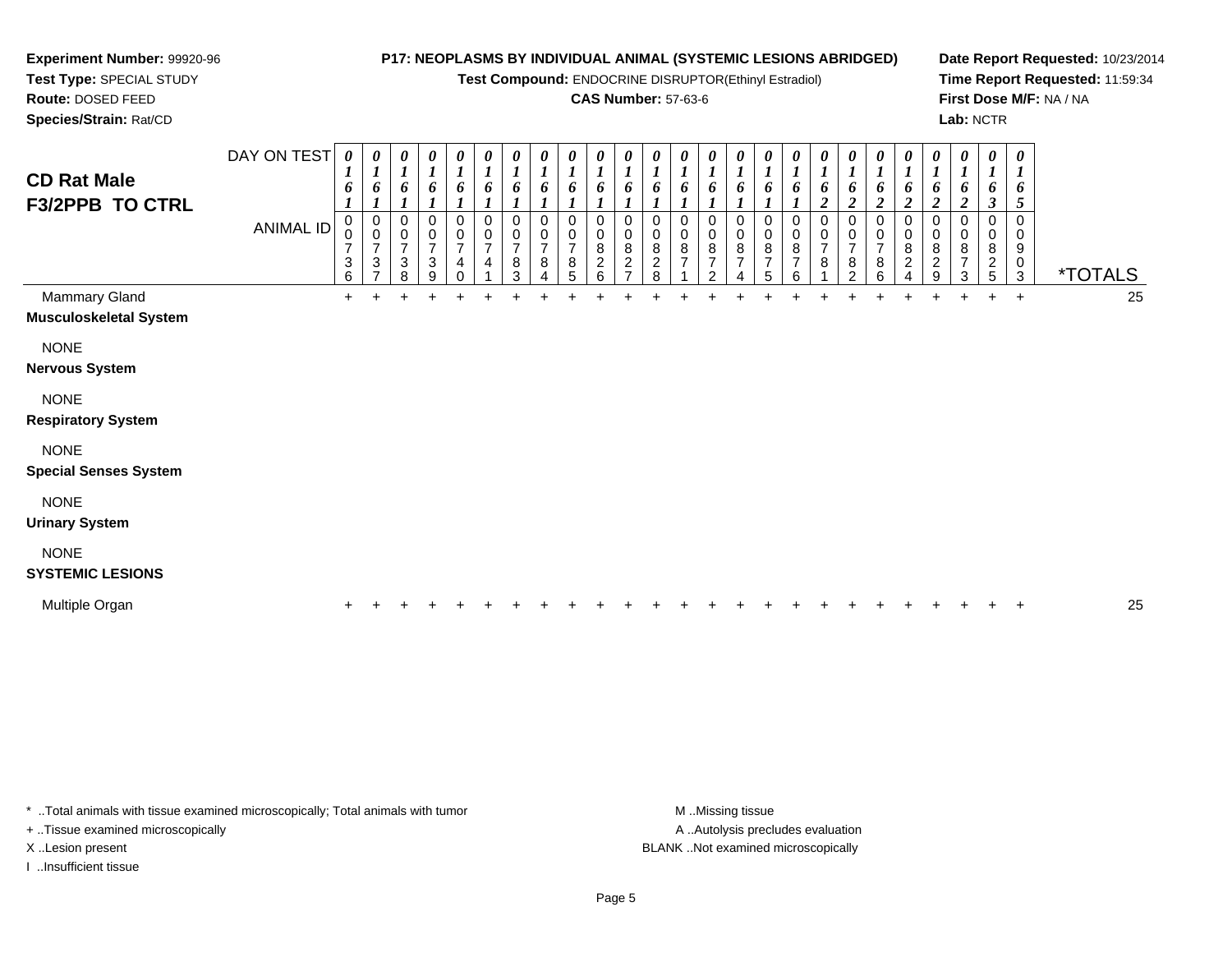**Experiment Number:** 99920-96
**Test Type:** SPECIAL STUDY
**Route:** DOSED FEED
**Species/Strain:** Rat/CD

**P17: NEOPLASMS BY INDIVIDUAL ANIMAL (SYSTEMIC LESIONS ABRIDGED)**
**Test Compound:** ENDOCRINE DISRUPTOR(Ethinyl Estradiol)
**CAS Number:** 57-63-6

**Date Report Requested:** 10/23/2014
**Time Report Requested:** 11:59:34
**First Dose M/F:** NA / NA
**Lab:** NCTR

# CD Rat Male F3/2PPB TO CTRL

| DAY ON TEST | 0161 | 0161 | 0161 | 0161 | 0161 | 0161 | 0161 | 0161 | 0161 | 0161 | 0161 | 0161 | 0161 | 0161 | 0161 | 0161 | 0161 | 0162 | 0162 | 0162 | 0162 | 0162 | 0162 | 0163 | 0165 | |
|---|---|---|---|---|---|---|---|---|---|---|---|---|---|---|---|---|---|---|---|---|---|---|---|---|---|---|
| **ANIMAL ID** | 00736 | 00737 | 00738 | 00739 | 00740 | 00741 | 00783 | 00784 | 00785 | 00826 | 00827 | 00828 | 00871 | 00872 | 00874 | 00875 | 00876 | 00781 | 00782 | 00786 | 00824 | 00829 | 00873 | 00825 | 00903 | ***TOTALS** |
| Mammary Gland | + | + | + | + | + | + | + | + | + | + | + | + | + | + | + | + | + | + | + | + | + | + | + | + | + | 25 |
| **Musculoskeletal System** | | | | | | | | | | | | | | | | | | | | | | | | | | |
| NONE | | | | | | | | | | | | | | | | | | | | | | | | | | |
| **Nervous System** | | | | | | | | | | | | | | | | | | | | | | | | | | |
| NONE | | | | | | | | | | | | | | | | | | | | | | | | | | |
| **Respiratory System** | | | | | | | | | | | | | | | | | | | | | | | | | | |
| NONE | | | | | | | | | | | | | | | | | | | | | | | | | | |
| **Special Senses System** | | | | | | | | | | | | | | | | | | | | | | | | | | |
| NONE | | | | | | | | | | | | | | | | | | | | | | | | | | |
| **Urinary System** | | | | | | | | | | | | | | | | | | | | | | | | | | |
| NONE | | | | | | | | | | | | | | | | | | | | | | | | | | |
| **SYSTEMIC LESIONS** | | | | | | | | | | | | | | | | | | | | | | | | | | |
| Multiple Organ | + | + | + | + | + | + | + | + | + | + | + | + | + | + | + | + | + | + | + | + | + | + | + | + | + | 25 |

* ..Total animals with tissue examined microscopically; Total animals with tumor
+ ..Tissue examined microscopically
X ..Lesion present
I ..Insufficient tissue

M ..Missing tissue
A ..Autolysis precludes evaluation
BLANK ..Not examined microscopically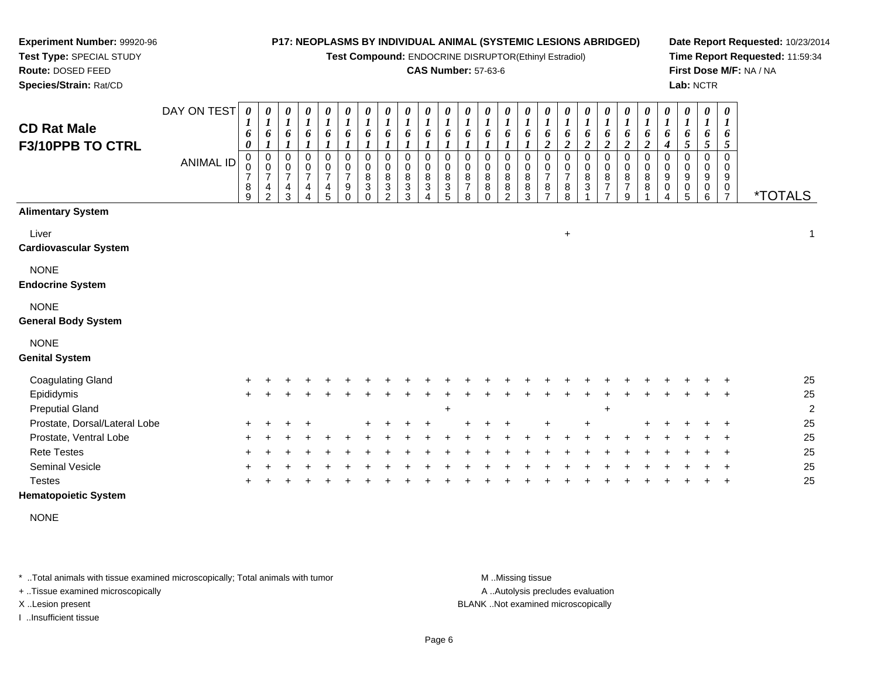**Experiment Number:** 99920-96
**Test Type:** SPECIAL STUDY
**Route:** DOSED FEED
**Species/Strain:** Rat/CD

**P17: NEOPLASMS BY INDIVIDUAL ANIMAL (SYSTEMIC LESIONS ABRIDGED)**
**Test Compound:** ENDOCRINE DISRUPTOR(Ethinyl Estradiol)
**CAS Number:** 57-63-6

**Date Report Requested:** 10/23/2014
**Time Report Requested:** 11:59:34
**First Dose M/F:** NA / NA
**Lab:** NCTR

## CD Rat Male
## F3/10PPB TO CTRL

| DAY ON TEST | 0160 | 0161 | 0161 | 0161 | 0161 | 0161 | 0161 | 0161 | 0161 | 0161 | 0161 | 0161 | 0161 | 0161 | 0161 | 0162 | 0162 | 0162 | 0162 | 0162 | 0162 | 0164 | 0165 | 0165 | 0165 | |
|---|---|---|---|---|---|---|---|---|---|---|---|---|---|---|---|---|---|---|---|---|---|---|---|---|---|---|
| **ANIMAL ID** | 00789 | 00742 | 00743 | 00744 | 00745 | 00790 | 00830 | 00832 | 00833 | 00834 | 00835 | 00878 | 00880 | 00882 | 00883 | 00787 | 00788 | 00831 | 00877 | 00879 | 00881 | 00904 | 00905 | 00906 | 00907 | ***TOTALS** |
| **Alimentary System** | | | | | | | | | | | | | | | | | | | | | | | | | | |
| Liver | | | | | | | | | | | | | | | | | + | | | | | | | | | 1 |
| **Cardiovascular System** | | | | | | | | | | | | | | | | | | | | | | | | | | |
| NONE | | | | | | | | | | | | | | | | | | | | | | | | | | |
| **Endocrine System** | | | | | | | | | | | | | | | | | | | | | | | | | | |
| NONE | | | | | | | | | | | | | | | | | | | | | | | | | | |
| **General Body System** | | | | | | | | | | | | | | | | | | | | | | | | | | |
| NONE | | | | | | | | | | | | | | | | | | | | | | | | | | |
| **Genital System** | | | | | | | | | | | | | | | | | | | | | | | | | | |
| Coagulating Gland | + | + | + | + | + | + | + | + | + | + | + | + | + | + | + | + | + | + | + | + | + | + | + | + | + | 25 |
| Epididymis | + | + | + | + | + | + | + | + | + | + | + | + | + | + | + | + | + | + | + | + | + | + | + | + | + | 25 |
| Preputial Gland | | | | | | | | | | | + | | | | | | | | + | | | | | | | 2 |
| Prostate, Dorsal/Lateral Lobe | + | + | + | + | | | + | + | + | + | | + | + | + | | + | | + | | | + | + | + | + | + | 25 |
| Prostate, Ventral Lobe | + | + | + | + | + | + | + | + | + | + | | + | + | + | + | + | + | + | + | + | + | + | + | + | + | 25 |
| Rete Testes | + | + | + | + | + | + | + | + | + | + | + | + | + | + | + | + | + | + | + | + | + | + | + | + | + | 25 |
| Seminal Vesicle | + | + | + | + | + | + | + | + | + | + | + | + | + | + | + | + | + | + | + | + | + | + | + | + | + | 25 |
| Testes | + | + | + | + | + | + | + | + | + | + | + | + | + | + | + | + | + | + | + | + | + | + | + | + | + | 25 |
| **Hematopoietic System** | | | | | | | | | | | | | | | | | | | | | | | | | | |
| NONE | | | | | | | | | | | | | | | | | | | | | | | | | | |

* ..Total animals with tissue examined microscopically; Total animals with tumor
+ ..Tissue examined microscopically
X ..Lesion present
I ..Insufficient tissue

M ..Missing tissue
A ..Autolysis precludes evaluation
BLANK ..Not examined microscopically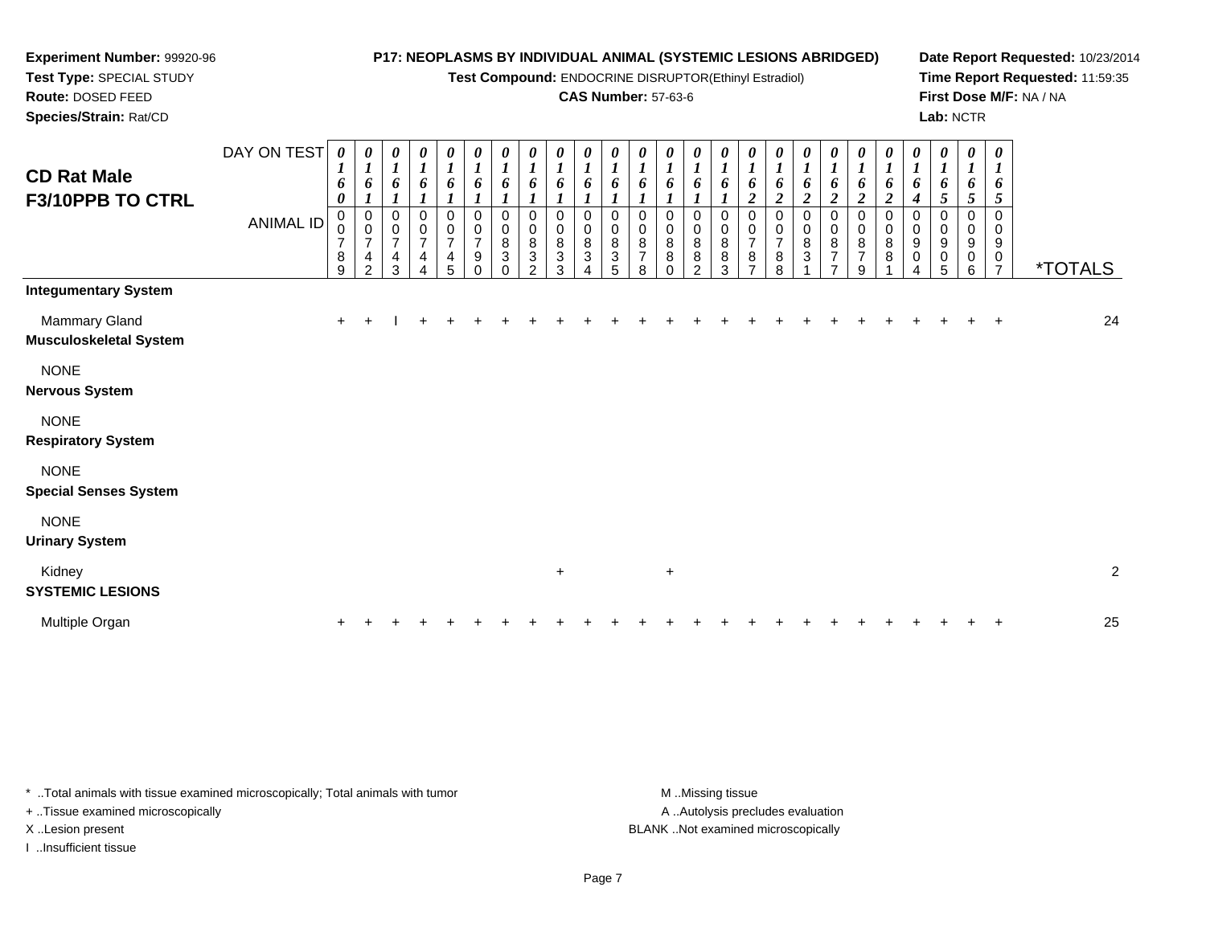**Experiment Number:** 99920-96
**Test Type:** SPECIAL STUDY
**Route:** DOSED FEED
**Species/Strain:** Rat/CD

**P17: NEOPLASMS BY INDIVIDUAL ANIMAL (SYSTEMIC LESIONS ABRIDGED)**
**Test Compound:** ENDOCRINE DISRUPTOR(Ethinyl Estradiol)
**CAS Number:** 57-63-6

**Date Report Requested:** 10/23/2014
**Time Report Requested:** 11:59:35
**First Dose M/F:** NA / NA
**Lab:** NCTR

## CD Rat Male F3/10PPB TO CTRL

| DAY ON TEST | 0160 | 0161 | 0161 | 0161 | 0161 | 0161 | 0161 | 0161 | 0161 | 0161 | 0161 | 0161 | 0161 | 0161 | 0161 | 0162 | 0162 | 0162 | 0162 | 0162 | 0162 | 0164 | 0165 | 0165 | 0165 | |
|---|---|---|---|---|---|---|---|---|---|---|---|---|---|---|---|---|---|---|---|---|---|---|---|---|---|---|
| **ANIMAL ID** | 00789 | 00742 | 00743 | 00744 | 00745 | 00790 | 00830 | 00832 | 00833 | 00834 | 00835 | 00878 | 00880 | 00882 | 00883 | 00787 | 00788 | 00831 | 00877 | 00879 | 00881 | 00904 | 00905 | 00906 | 00907 | ***TOTALS** |
| **Integumentary System** | | | | | | | | | | | | | | | | | | | | | | | | | | |
| Mammary Gland | + | + | I | + | + | + | + | + | + | + | + | + | + | + | + | + | + | + | + | + | + | + | + | + | + | 24 |
| **Musculoskeletal System** | | | | | | | | | | | | | | | | | | | | | | | | | | |
| NONE | | | | | | | | | | | | | | | | | | | | | | | | | | |
| **Nervous System** | | | | | | | | | | | | | | | | | | | | | | | | | | |
| NONE | | | | | | | | | | | | | | | | | | | | | | | | | | |
| **Respiratory System** | | | | | | | | | | | | | | | | | | | | | | | | | | |
| NONE | | | | | | | | | | | | | | | | | | | | | | | | | | |
| **Special Senses System** | | | | | | | | | | | | | | | | | | | | | | | | | | |
| NONE | | | | | | | | | | | | | | | | | | | | | | | | | | |
| **Urinary System** | | | | | | | | | | | | | | | | | | | | | | | | | | |
| Kidney | | | | | | | | | + | | | | + | | | | | | | | | | | | | 2 |
| **SYSTEMIC LESIONS** | | | | | | | | | | | | | | | | | | | | | | | | | | |
| Multiple Organ | + | + | + | + | + | + | + | + | + | + | + | + | + | + | + | + | + | + | + | + | + | + | + | + | + | 25 |

* ..Total animals with tissue examined microscopically; Total animals with tumor
+ ..Tissue examined microscopically
X ..Lesion present
I ..Insufficient tissue

M ..Missing tissue
A ..Autolysis precludes evaluation
BLANK ..Not examined microscopically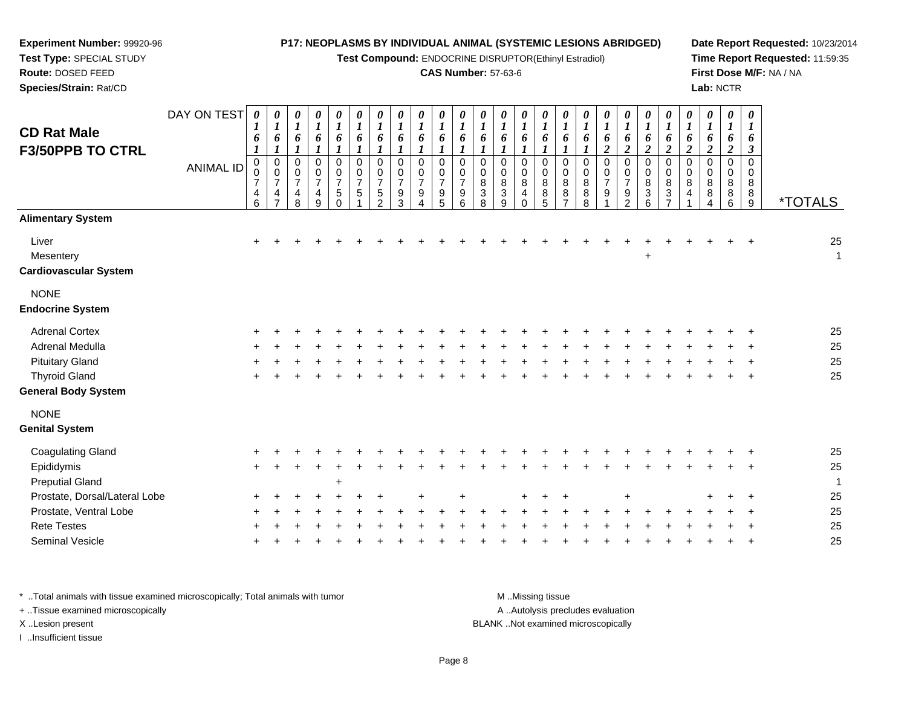**Experiment Number:** 99920-96
**Test Type:** SPECIAL STUDY
**Route:** DOSED FEED
**Species/Strain:** Rat/CD

**P17: NEOPLASMS BY INDIVIDUAL ANIMAL (SYSTEMIC LESIONS ABRIDGED)**
**Test Compound:** ENDOCRINE DISRUPTOR(Ethinyl Estradiol)
**CAS Number:** 57-63-6

**Date Report Requested:** 10/23/2014
**Time Report Requested:** 11:59:35
**First Dose M/F:** NA / NA
**Lab:** NCTR

## CD Rat Male F3/50PPB TO CTRL

| DAY ON TEST | 0161 | 0161 | 0161 | 0161 | 0161 | 0161 | 0161 | 0161 | 0161 | 0161 | 0161 | 0161 | 0161 | 0161 | 0161 | 0161 | 0161 | 0162 | 0162 | 0162 | 0162 | 0162 | 0162 | 0162 | 0163 | |
|---|---|---|---|---|---|---|---|---|---|---|---|---|---|---|---|---|---|---|---|---|---|---|---|---|---|---|
| **ANIMAL ID** | 0746 | 0747 | 0748 | 0749 | 0750 | 0751 | 0752 | 0793 | 0794 | 0795 | 0796 | 0838 | 0839 | 0840 | 0885 | 0887 | 0888 | 0791 | 0792 | 0836 | 0837 | 0841 | 0884 | 0886 | 0889 | ***TOTALS** |
| **Alimentary System** | | | | | | | | | | | | | | | | | | | | | | | | | | |
| Liver | + | + | + | + | + | + | + | + | + | + | + | + | + | + | + | + | + | + | + | + | + | + | + | + | + | 25 |
| Mesentery | | | | | | | | | | | | | | | | | | | | + | | | | | | 1 |
| **Cardiovascular System** | | | | | | | | | | | | | | | | | | | | | | | | | | |
| NONE | | | | | | | | | | | | | | | | | | | | | | | | | | |
| **Endocrine System** | | | | | | | | | | | | | | | | | | | | | | | | | | |
| Adrenal Cortex | + | + | + | + | + | + | + | + | + | + | + | + | + | + | + | + | + | + | + | + | + | + | + | + | + | 25 |
| Adrenal Medulla | + | + | + | + | + | + | + | + | + | + | + | + | + | + | + | + | + | + | + | + | + | + | + | + | + | 25 |
| Pituitary Gland | + | + | + | + | + | + | + | + | + | + | + | + | + | + | + | + | + | + | + | + | + | + | + | + | + | 25 |
| Thyroid Gland | + | + | + | + | + | + | + | + | + | + | + | + | + | + | + | + | + | + | + | + | + | + | + | + | + | 25 |
| **General Body System** | | | | | | | | | | | | | | | | | | | | | | | | | | |
| NONE | | | | | | | | | | | | | | | | | | | | | | | | | | |
| **Genital System** | | | | | | | | | | | | | | | | | | | | | | | | | | |
| Coagulating Gland | + | + | + | + | + | + | + | + | + | + | + | + | + | + | + | + | + | + | + | + | + | + | + | + | + | 25 |
| Epididymis | + | + | + | + | + | + | + | + | + | + | + | + | + | + | + | + | + | + | + | + | + | + | + | + | + | 25 |
| Preputial Gland | | | | | + | | | | | | | | | | | | | | | | | | | | | 1 |
| Prostate, Dorsal/Lateral Lobe | + | + | + | + | + | + | + | | + | | + | | | + | + | + | | | + | | | | + | + | + | 25 |
| Prostate, Ventral Lobe | + | + | + | + | + | + | + | + | + | + | + | + | + | + | + | + | + | + | + | + | + | + | + | + | + | 25 |
| Rete Testes | + | + | + | + | + | + | + | + | + | + | + | + | + | + | + | + | + | + | + | + | + | + | + | + | + | 25 |
| Seminal Vesicle | + | + | + | + | + | + | + | + | + | + | + | + | + | + | + | + | + | + | + | + | + | + | + | + | + | 25 |

\* ..Total animals with tissue examined microscopically; Total animals with tumor
\+ ..Tissue examined microscopically
X ..Lesion present
I ..Insufficient tissue

M ..Missing tissue
A ..Autolysis precludes evaluation
BLANK ..Not examined microscopically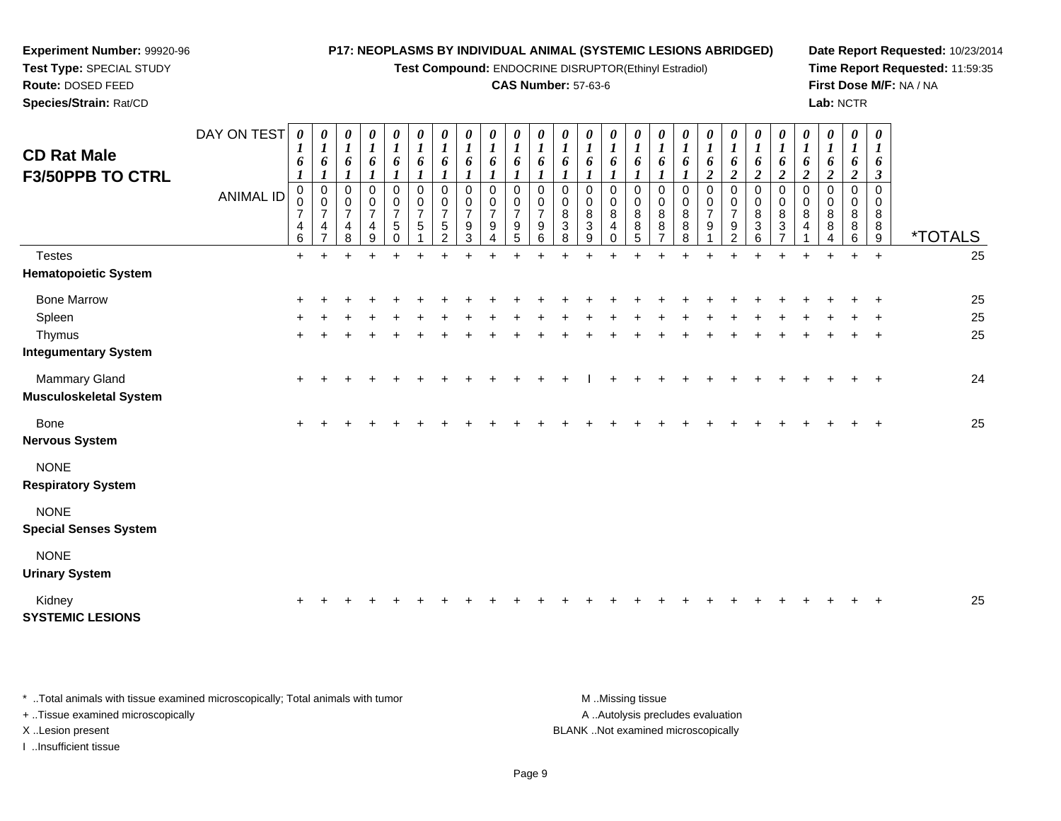**Experiment Number:** 99920-96
**Test Type:** SPECIAL STUDY
**Route:** DOSED FEED
**Species/Strain:** Rat/CD

**P17: NEOPLASMS BY INDIVIDUAL ANIMAL (SYSTEMIC LESIONS ABRIDGED)**
**Test Compound:** ENDOCRINE DISRUPTOR(Ethinyl Estradiol)
**CAS Number:** 57-63-6

**Date Report Requested:** 10/23/2014
**Time Report Requested:** 11:59:35
**First Dose M/F:** NA / NA
**Lab:** NCTR

# CD Rat Male
## F3/50PPB TO CTRL

| DAY ON TEST | 0161 | 0161 | 0161 | 0161 | 0161 | 0161 | 0161 | 0161 | 0161 | 0161 | 0161 | 0161 | 0161 | 0161 | 0161 | 0161 | 0161 | 0162 | 0162 | 0162 | 0162 | 0162 | 0162 | 0162 | 0163 | |
|---|---|---|---|---|---|---|---|---|---|---|---|---|---|---|---|---|---|---|---|---|---|---|---|---|---|---|
| **ANIMAL ID** | 00746 | 00747 | 00748 | 00749 | 00750 | 00751 | 00752 | 00793 | 00794 | 00795 | 00796 | 00838 | 00839 | 00840 | 00885 | 00887 | 00888 | 00791 | 00792 | 00836 | 00837 | 00841 | 00884 | 00886 | 00889 | ***TOTALS** |
| Testes | + | + | + | + | + | + | + | + | + | + | + | + | + | + | + | + | + | + | + | + | + | + | + | + | + | 25 |
| **Hematopoietic System** | | | | | | | | | | | | | | | | | | | | | | | | | | |
| Bone Marrow | + | + | + | + | + | + | + | + | + | + | + | + | + | + | + | + | + | + | + | + | + | + | + | + | + | 25 |
| Spleen | + | + | + | + | + | + | + | + | + | + | + | + | + | + | + | + | + | + | + | + | + | + | + | + | + | 25 |
| Thymus | + | + | + | + | + | + | + | + | + | + | + | + | + | + | + | + | + | + | + | + | + | + | + | + | + | 25 |
| **Integumentary System** | | | | | | | | | | | | | | | | | | | | | | | | | | |
| Mammary Gland | + | + | + | + | + | + | + | + | + | + | + | + | I | + | + | + | + | + | + | + | + | + | + | + | + | 24 |
| **Musculoskeletal System** | | | | | | | | | | | | | | | | | | | | | | | | | | |
| Bone | + | + | + | + | + | + | + | + | + | + | + | + | + | + | + | + | + | + | + | + | + | + | + | + | + | 25 |
| **Nervous System** | | | | | | | | | | | | | | | | | | | | | | | | | | |
| NONE | | | | | | | | | | | | | | | | | | | | | | | | | | |
| **Respiratory System** | | | | | | | | | | | | | | | | | | | | | | | | | | |
| NONE | | | | | | | | | | | | | | | | | | | | | | | | | | |
| **Special Senses System** | | | | | | | | | | | | | | | | | | | | | | | | | | |
| NONE | | | | | | | | | | | | | | | | | | | | | | | | | | |
| **Urinary System** | | | | | | | | | | | | | | | | | | | | | | | | | | |
| Kidney | + | + | + | + | + | + | + | + | + | + | + | + | + | + | + | + | + | + | + | + | + | + | + | + | + | 25 |
| **SYSTEMIC LESIONS** | | | | | | | | | | | | | | | | | | | | | | | | | | |

\* ..Total animals with tissue examined microscopically; Total animals with tumor
+ ..Tissue examined microscopically
X ..Lesion present
I ..Insufficient tissue

M ..Missing tissue
A ..Autolysis precludes evaluation
BLANK ..Not examined microscopically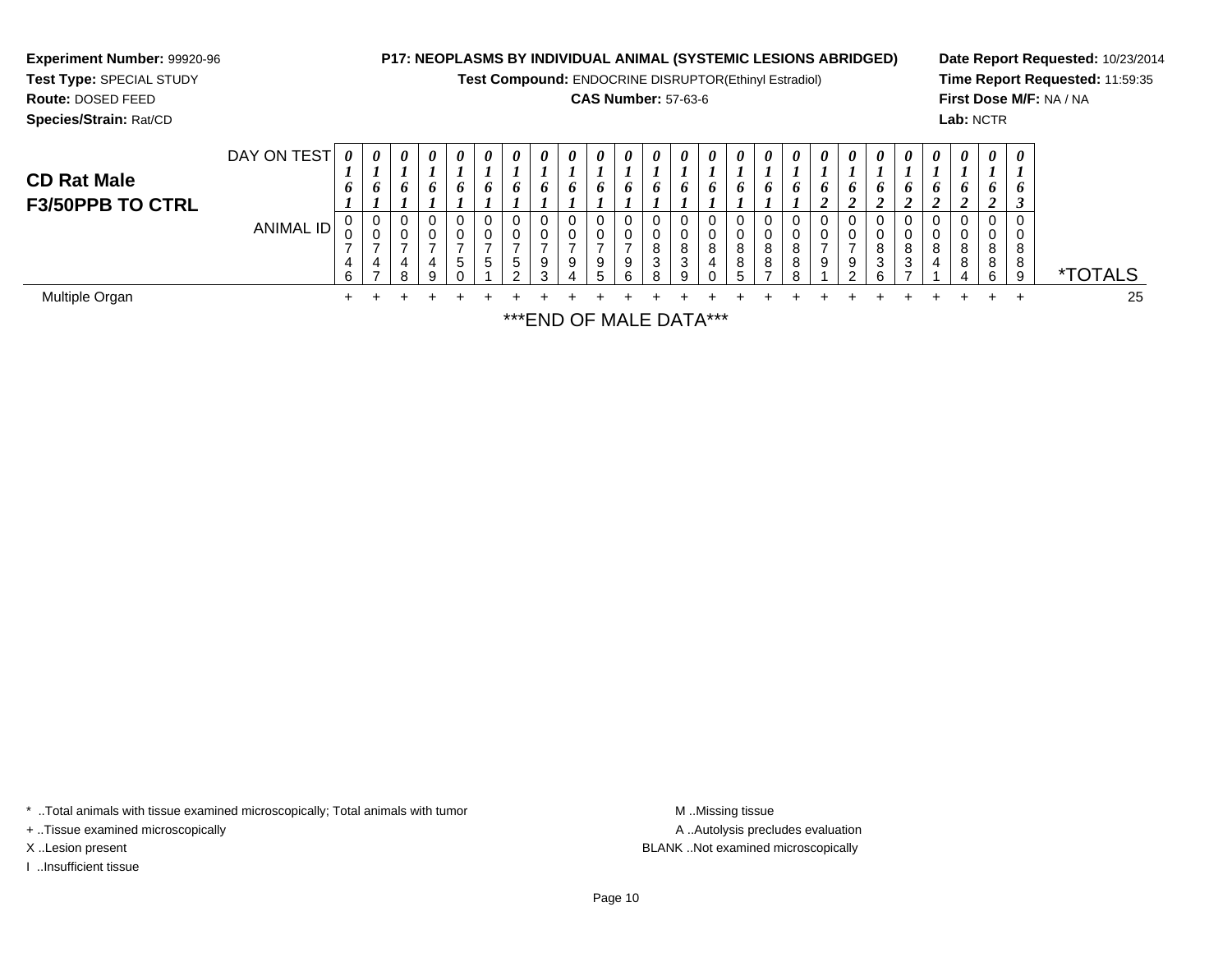**Experiment Number:** 99920-96
**Test Type:** SPECIAL STUDY
**Route:** DOSED FEED
**Species/Strain:** Rat/CD

**P17: NEOPLASMS BY INDIVIDUAL ANIMAL (SYSTEMIC LESIONS ABRIDGED)**
**Test Compound:** ENDOCRINE DISRUPTOR(Ethinyl Estradiol)
**CAS Number:** 57-63-6

**Date Report Requested:** 10/23/2014
**Time Report Requested:** 11:59:35
**First Dose M/F:** NA / NA
**Lab:** NCTR

## CD Rat Male F3/50PPB TO CTRL

| DAY ON TEST | 0161 | 0161 | 0161 | 0161 | 0161 | 0161 | 0161 | 0161 | 0161 | 0161 | 0161 | 0161 | 0161 | 0161 | 0161 | 0161 | 0161 | 0162 | 0162 | 0162 | 0162 | 0162 | 0162 | 0162 | 0163 | |
|---|---|---|---|---|---|---|---|---|---|---|---|---|---|---|---|---|---|---|---|---|---|---|---|---|---|---|
| ANIMAL ID | 00746 | 00747 | 00748 | 00749 | 00750 | 00751 | 00752 | 00793 | 00794 | 00795 | 00796 | 00838 | 00839 | 00840 | 00885 | 00887 | 00888 | 00791 | 00792 | 00836 | 00837 | 00841 | 00884 | 00886 | 00889 | *TOTALS |
| Multiple Organ | + | + | + | + | + | + | + | + | + | + | + | + | + | + | + | + | + | + | + | + | + | + | + | + | + | 25 |

***END OF MALE DATA***

* ..Total animals with tissue examined microscopically; Total animals with tumor
+ ..Tissue examined microscopically
X ..Lesion present
I ..Insufficient tissue

M ..Missing tissue
A ..Autolysis precludes evaluation
BLANK ..Not examined microscopically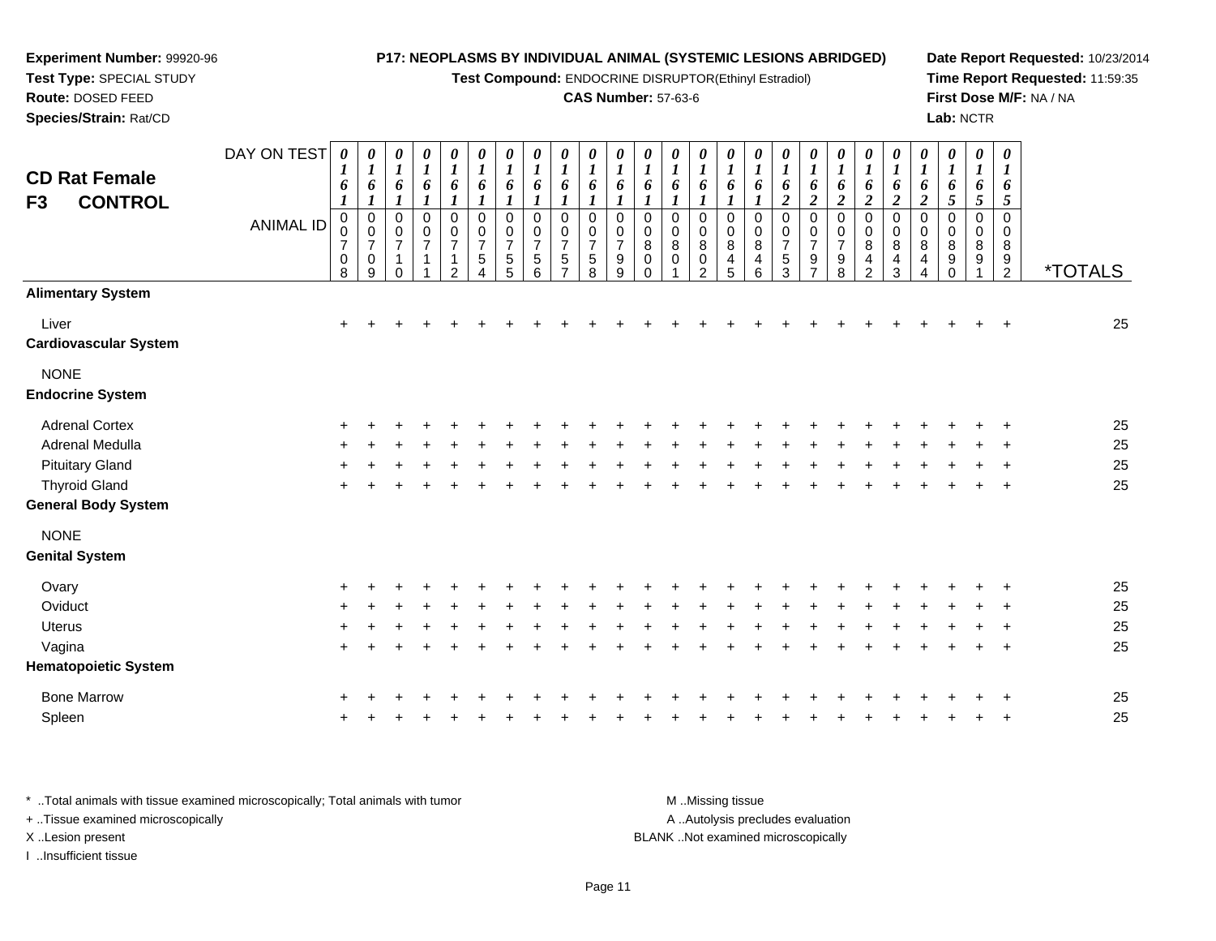**Experiment Number:** 99920-96
**Test Type:** SPECIAL STUDY
**Route:** DOSED FEED
**Species/Strain:** Rat/CD

**P17: NEOPLASMS BY INDIVIDUAL ANIMAL (SYSTEMIC LESIONS ABRIDGED)**
**Test Compound:** ENDOCRINE DISRUPTOR(Ethinyl Estradiol)
**CAS Number:** 57-63-6

**Date Report Requested:** 10/23/2014
**Time Report Requested:** 11:59:35
**First Dose M/F:** NA / NA
**Lab:** NCTR

## CD Rat Female F3 CONTROL

| DAY ON TEST | 0161 | 0161 | 0161 | 0161 | 0161 | 0161 | 0161 | 0161 | 0161 | 0161 | 0161 | 0161 | 0161 | 0161 | 0161 | 0161 | 0162 | 0162 | 0162 | 0162 | 0162 | 0162 | 0165 | 0165 | 0165 | |
|---|---|---|---|---|---|---|---|---|---|---|---|---|---|---|---|---|---|---|---|---|---|---|---|---|---|---|
| **ANIMAL ID** | 00708 | 00709 | 00710 | 00711 | 00712 | 00754 | 00755 | 00756 | 00757 | 00758 | 00799 | 00800 | 00801 | 00802 | 00845 | 00846 | 00753 | 00797 | 00798 | 00842 | 00843 | 00844 | 00890 | 00891 | 00892 | ***TOTALS** |
| **Alimentary System** | | | | | | | | | | | | | | | | | | | | | | | | | | |
| Liver | + | + | + | + | + | + | + | + | + | + | + | + | + | + | + | + | + | + | + | + | + | + | + | + | + | 25 |
| **Cardiovascular System** | | | | | | | | | | | | | | | | | | | | | | | | | | |
| NONE | | | | | | | | | | | | | | | | | | | | | | | | | | |
| **Endocrine System** | | | | | | | | | | | | | | | | | | | | | | | | | | |
| Adrenal Cortex | + | + | + | + | + | + | + | + | + | + | + | + | + | + | + | + | + | + | + | + | + | + | + | + | + | 25 |
| Adrenal Medulla | + | + | + | + | + | + | + | + | + | + | + | + | + | + | + | + | + | + | + | + | + | + | + | + | + | 25 |
| Pituitary Gland | + | + | + | + | + | + | + | + | + | + | + | + | + | + | + | + | + | + | + | + | + | + | + | + | + | 25 |
| Thyroid Gland | + | + | + | + | + | + | + | + | + | + | + | + | + | + | + | + | + | + | + | + | + | + | + | + | + | 25 |
| **General Body System** | | | | | | | | | | | | | | | | | | | | | | | | | | |
| NONE | | | | | | | | | | | | | | | | | | | | | | | | | | |
| **Genital System** | | | | | | | | | | | | | | | | | | | | | | | | | | |
| Ovary | + | + | + | + | + | + | + | + | + | + | + | + | + | + | + | + | + | + | + | + | + | + | + | + | + | 25 |
| Oviduct | + | + | + | + | + | + | + | + | + | + | + | + | + | + | + | + | + | + | + | + | + | + | + | + | + | 25 |
| Uterus | + | + | + | + | + | + | + | + | + | + | + | + | + | + | + | + | + | + | + | + | + | + | + | + | + | 25 |
| Vagina | + | + | + | + | + | + | + | + | + | + | + | + | + | + | + | + | + | + | + | + | + | + | + | + | + | 25 |
| **Hematopoietic System** | | | | | | | | | | | | | | | | | | | | | | | | | | |
| Bone Marrow | + | + | + | + | + | + | + | + | + | + | + | + | + | + | + | + | + | + | + | + | + | + | + | + | + | 25 |
| Spleen | + | + | + | + | + | + | + | + | + | + | + | + | + | + | + | + | + | + | + | + | + | + | + | + | + | 25 |

\* ..Total animals with tissue examined microscopically; Total animals with tumor
+ ..Tissue examined microscopically
X ..Lesion present
I ..Insufficient tissue

M ..Missing tissue
A ..Autolysis precludes evaluation
BLANK ..Not examined microscopically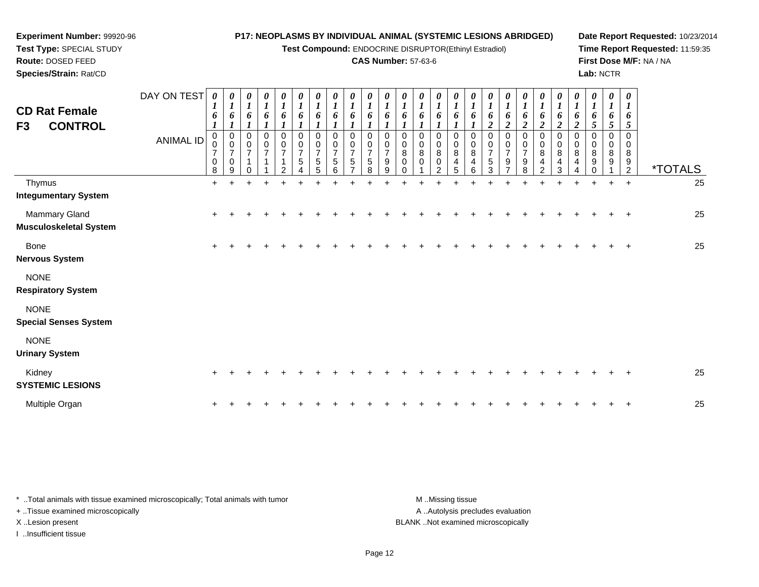**Experiment Number:** 99920-96
**Test Type:** SPECIAL STUDY
**Route:** DOSED FEED
**Species/Strain:** Rat/CD

**P17: NEOPLASMS BY INDIVIDUAL ANIMAL (SYSTEMIC LESIONS ABRIDGED)**
**Test Compound:** ENDOCRINE DISRUPTOR(Ethinyl Estradiol)
**CAS Number:** 57-63-6

**Date Report Requested:** 10/23/2014
**Time Report Requested:** 11:59:35
**First Dose M/F:** NA / NA
**Lab:** NCTR

## CD Rat Female
## F3 CONTROL

| DAY ON TEST | 0161 | 0161 | 0161 | 0161 | 0161 | 0161 | 0161 | 0161 | 0161 | 0161 | 0161 | 0161 | 0161 | 0161 | 0161 | 0161 | 0162 | 0162 | 0162 | 0162 | 0162 | 0162 | 0165 | 0165 | 0165 | |
|---|---|---|---|---|---|---|---|---|---|---|---|---|---|---|---|---|---|---|---|---|---|---|---|---|---|---|
| **ANIMAL ID** | 00708 | 00709 | 00710 | 00711 | 00712 | 00754 | 00755 | 00756 | 00757 | 00758 | 00799 | 00800 | 00801 | 00802 | 00845 | 00846 | 00753 | 00797 | 00798 | 00842 | 00843 | 00844 | 00890 | 00891 | 00892 | ***TOTALS** |
| Thymus | + | + | + | + | + | + | + | + | + | + | + | + | + | + | + | + | + | + | + | + | + | + | + | + | + | 25 |
| **Integumentary System** | | | | | | | | | | | | | | | | | | | | | | | | | | |
| Mammary Gland | + | + | + | + | + | + | + | + | + | + | + | + | + | + | + | + | + | + | + | + | + | + | + | + | + | 25 |
| **Musculoskeletal System** | | | | | | | | | | | | | | | | | | | | | | | | | | |
| Bone | + | + | + | + | + | + | + | + | + | + | + | + | + | + | + | + | + | + | + | + | + | + | + | + | + | 25 |
| **Nervous System** | | | | | | | | | | | | | | | | | | | | | | | | | | |
| NONE | | | | | | | | | | | | | | | | | | | | | | | | | | |
| **Respiratory System** | | | | | | | | | | | | | | | | | | | | | | | | | | |
| NONE | | | | | | | | | | | | | | | | | | | | | | | | | | |
| **Special Senses System** | | | | | | | | | | | | | | | | | | | | | | | | | | |
| NONE | | | | | | | | | | | | | | | | | | | | | | | | | | |
| **Urinary System** | | | | | | | | | | | | | | | | | | | | | | | | | | |
| Kidney | + | + | + | + | + | + | + | + | + | + | + | + | + | + | + | + | + | + | + | + | + | + | + | + | + | 25 |
| **SYSTEMIC LESIONS** | | | | | | | | | | | | | | | | | | | | | | | | | | |
| Multiple Organ | + | + | + | + | + | + | + | + | + | + | + | + | + | + | + | + | + | + | + | + | + | + | + | + | + | 25 |

\* ..Total animals with tissue examined microscopically; Total animals with tumor
\+ ..Tissue examined microscopically
X ..Lesion present
I ..Insufficient tissue

M ..Missing tissue
A ..Autolysis precludes evaluation
BLANK ..Not examined microscopically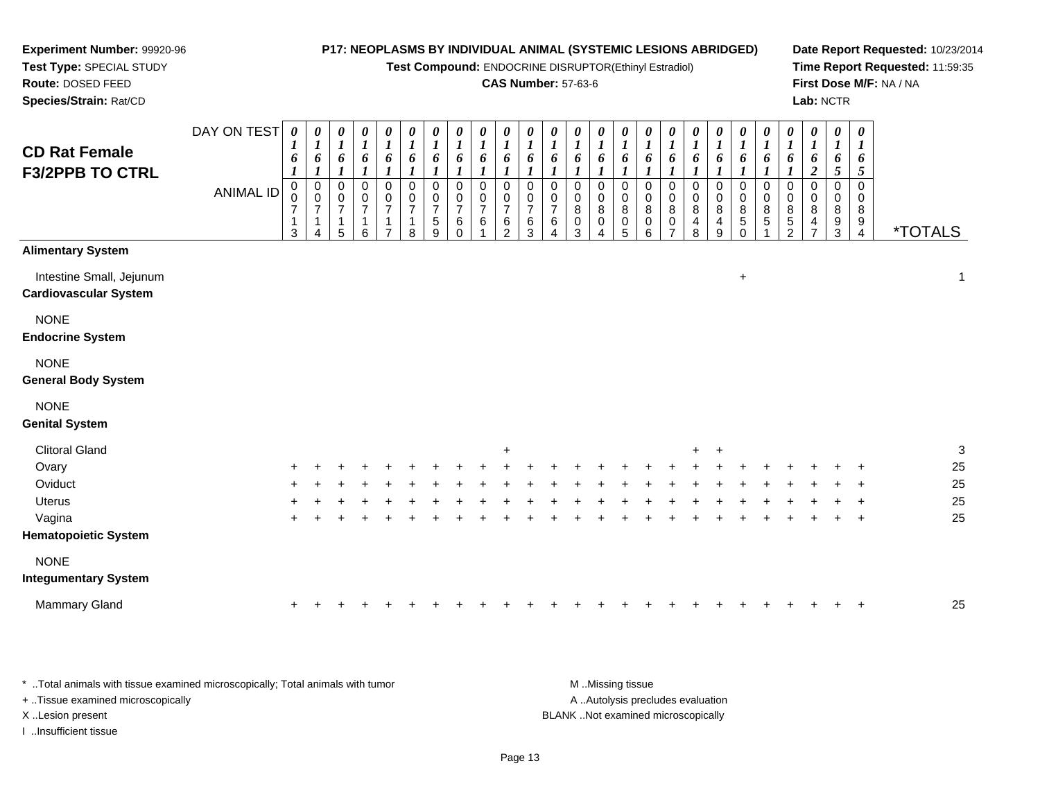**Experiment Number:** 99920-96
**Test Type:** SPECIAL STUDY
**Route:** DOSED FEED
**Species/Strain:** Rat/CD

**P17: NEOPLASMS BY INDIVIDUAL ANIMAL (SYSTEMIC LESIONS ABRIDGED)**
**Test Compound:** ENDOCRINE DISRUPTOR(Ethinyl Estradiol)
**CAS Number:** 57-63-6

**Date Report Requested:** 10/23/2014
**Time Report Requested:** 11:59:35
**First Dose M/F:** NA / NA
**Lab:** NCTR

## CD Rat Female F3/2PPB TO CTRL

| DAY ON TEST | 0161 | 0161 | 0161 | 0161 | 0161 | 0161 | 0161 | 0161 | 0161 | 0161 | 0161 | 0161 | 0161 | 0161 | 0161 | 0161 | 0161 | 0161 | 0161 | 0161 | 0161 | 0161 | 0162 | 0165 | 0165 | |
|---|---|---|---|---|---|---|---|---|---|---|---|---|---|---|---|---|---|---|---|---|---|---|---|---|---|---|
| **ANIMAL ID** | 00713 | 00714 | 00715 | 00716 | 00717 | 00718 | 00759 | 00760 | 00761 | 00762 | 00763 | 00764 | 00803 | 00804 | 00805 | 00806 | 00807 | 00848 | 00849 | 00850 | 00851 | 00852 | 00847 | 00893 | 00894 | ***TOTALS** |
| **Alimentary System** | | | | | | | | | | | | | | | | | | | | | | | | | | |
| Intestine Small, Jejunum | | | | | | | | | | | | | | | | | | | | + | | | | | | 1 |
| **Cardiovascular System** | | | | | | | | | | | | | | | | | | | | | | | | | | |
| NONE | | | | | | | | | | | | | | | | | | | | | | | | | | |
| **Endocrine System** | | | | | | | | | | | | | | | | | | | | | | | | | | |
| NONE | | | | | | | | | | | | | | | | | | | | | | | | | | |
| **General Body System** | | | | | | | | | | | | | | | | | | | | | | | | | | |
| NONE | | | | | | | | | | | | | | | | | | | | | | | | | | |
| **Genital System** | | | | | | | | | | | | | | | | | | | | | | | | | | |
| Clitoral Gland | | | | | | | | | | + | | | | | | | | + | + | | | | | | | 3 |
| Ovary | + | + | + | + | + | + | + | + | + | + | + | + | + | + | + | + | + | + | + | + | + | + | + | + | + | 25 |
| Oviduct | + | + | + | + | + | + | + | + | + | + | + | + | + | + | + | + | + | + | + | + | + | + | + | + | + | 25 |
| Uterus | + | + | + | + | + | + | + | + | + | + | + | + | + | + | + | + | + | + | + | + | + | + | + | + | + | 25 |
| Vagina | + | + | + | + | + | + | + | + | + | + | + | + | + | + | + | + | + | + | + | + | + | + | + | + | + | 25 |
| **Hematopoietic System** | | | | | | | | | | | | | | | | | | | | | | | | | | |
| NONE | | | | | | | | | | | | | | | | | | | | | | | | | | |
| **Integumentary System** | | | | | | | | | | | | | | | | | | | | | | | | | | |
| Mammary Gland | + | + | + | + | + | + | + | + | + | + | + | + | + | + | + | + | + | + | + | + | + | + | + | + | + | 25 |

* ..Total animals with tissue examined microscopically; Total animals with tumor
+ ..Tissue examined microscopically
X ..Lesion present
I ..Insufficient tissue

M ..Missing tissue
A ..Autolysis precludes evaluation
BLANK ..Not examined microscopically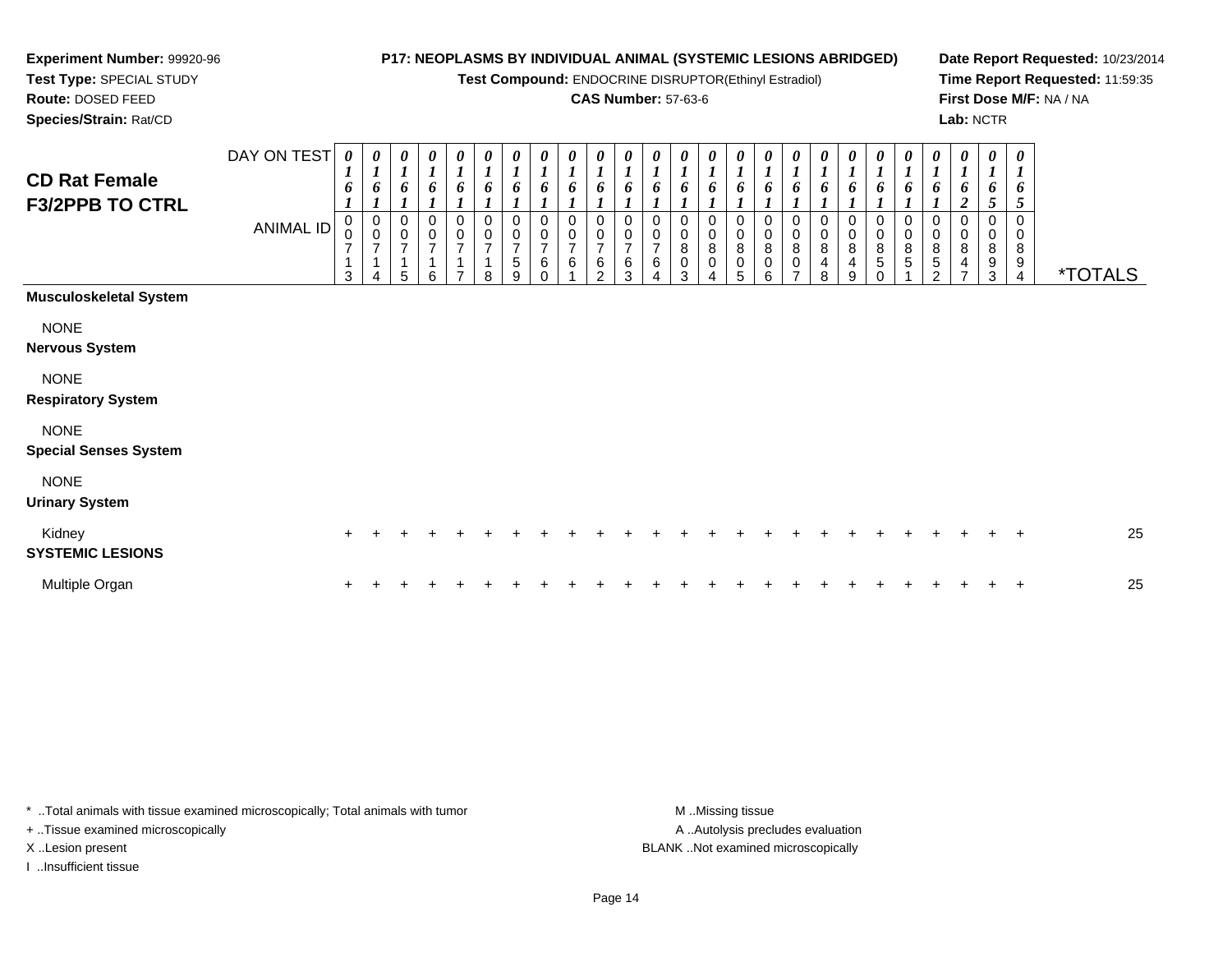**Experiment Number:** 99920-96
**Test Type:** SPECIAL STUDY
**Route:** DOSED FEED
**Species/Strain:** Rat/CD

**P17: NEOPLASMS BY INDIVIDUAL ANIMAL (SYSTEMIC LESIONS ABRIDGED)**
**Test Compound:** ENDOCRINE DISRUPTOR(Ethinyl Estradiol)
**CAS Number:** 57-63-6

**Date Report Requested:** 10/23/2014
**Time Report Requested:** 11:59:35
**First Dose M/F:** NA / NA
**Lab:** NCTR

## CD Rat Female F3/2PPB TO CTRL

| DAY ON TEST | 0161 | 0161 | 0161 | 0161 | 0161 | 0161 | 0161 | 0161 | 0161 | 0161 | 0161 | 0161 | 0161 | 0161 | 0161 | 0161 | 0161 | 0161 | 0161 | 0161 | 0161 | 0161 | 0162 | 0165 | 0165 | |
|---|---|---|---|---|---|---|---|---|---|---|---|---|---|---|---|---|---|---|---|---|---|---|---|---|---|---|
| **ANIMAL ID** | 00713 | 00714 | 00715 | 00716 | 00717 | 00718 | 00759 | 00760 | 00761 | 00762 | 00763 | 00764 | 00803 | 00804 | 00805 | 00806 | 00807 | 00848 | 00849 | 00850 | 00851 | 00852 | 00847 | 00893 | 00894 | ***TOTALS** |
| **Musculoskeletal System** | | | | | | | | | | | | | | | | | | | | | | | | | | |
| NONE | | | | | | | | | | | | | | | | | | | | | | | | | | |
| **Nervous System** | | | | | | | | | | | | | | | | | | | | | | | | | | |
| NONE | | | | | | | | | | | | | | | | | | | | | | | | | | |
| **Respiratory System** | | | | | | | | | | | | | | | | | | | | | | | | | | |
| NONE | | | | | | | | | | | | | | | | | | | | | | | | | | |
| **Special Senses System** | | | | | | | | | | | | | | | | | | | | | | | | | | |
| NONE | | | | | | | | | | | | | | | | | | | | | | | | | | |
| **Urinary System** | | | | | | | | | | | | | | | | | | | | | | | | | | |
| Kidney | + | + | + | + | + | + | + | + | + | + | + | + | + | + | + | + | + | + | + | + | + | + | + | + | + | 25 |
| **SYSTEMIC LESIONS** | | | | | | | | | | | | | | | | | | | | | | | | | | |
| Multiple Organ | + | + | + | + | + | + | + | + | + | + | + | + | + | + | + | + | + | + | + | + | + | + | + | + | + | 25 |

* ..Total animals with tissue examined microscopically; Total animals with tumor
+ ..Tissue examined microscopically
X ..Lesion present
I ..Insufficient tissue

M ..Missing tissue
A ..Autolysis precludes evaluation
BLANK ..Not examined microscopically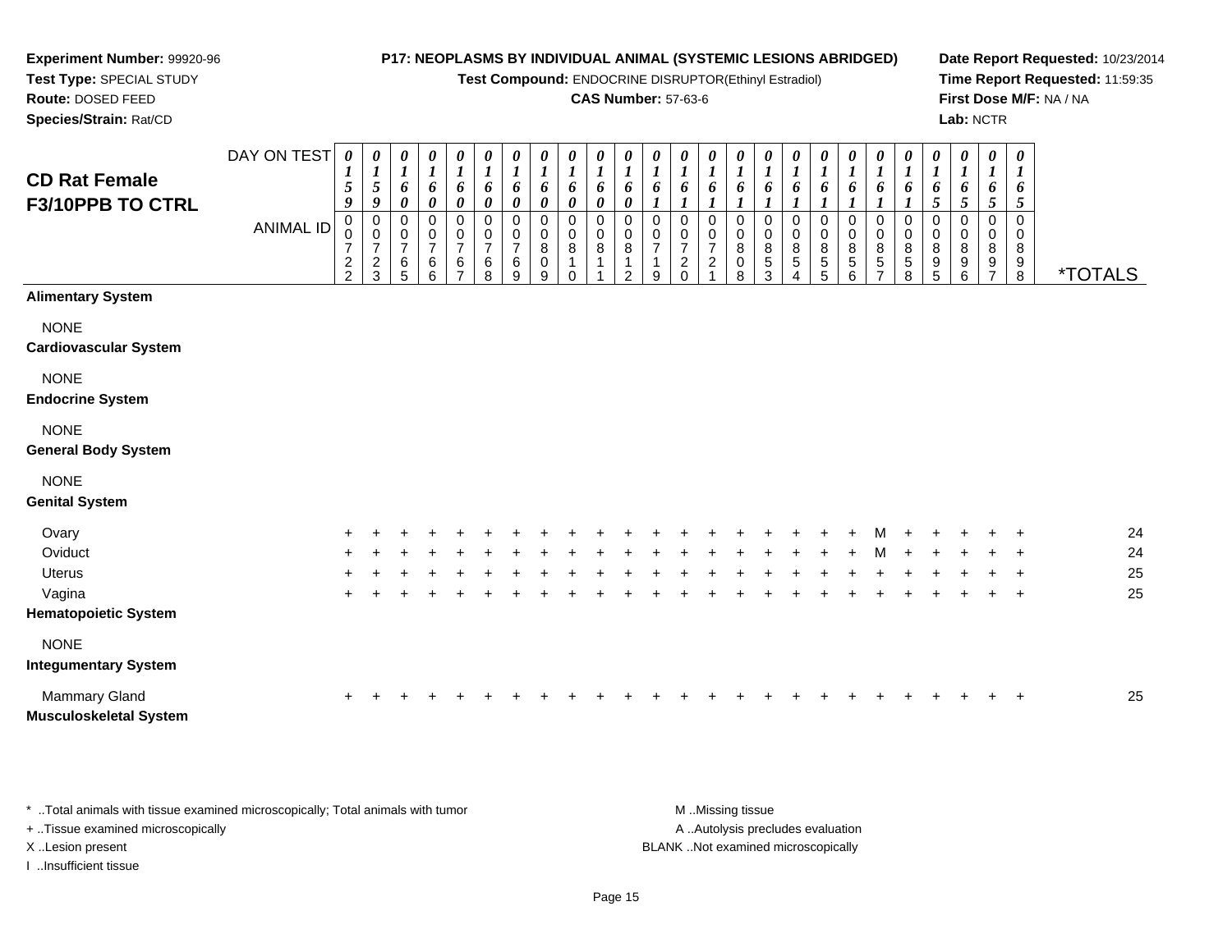**Experiment Number:** 99920-96
**Test Type:** SPECIAL STUDY
**Route:** DOSED FEED
**Species/Strain:** Rat/CD

**P17: NEOPLASMS BY INDIVIDUAL ANIMAL (SYSTEMIC LESIONS ABRIDGED)**
**Test Compound:** ENDOCRINE DISRUPTOR(Ethinyl Estradiol)
**CAS Number:** 57-63-6

**Date Report Requested:** 10/23/2014
**Time Report Requested:** 11:59:35
**First Dose M/F:** NA / NA
**Lab:** NCTR

# CD Rat Female
# F3/10PPB TO CTRL

| DAY ON TEST | 0159 | 0159 | 0160 | 0160 | 0160 | 0160 | 0160 | 0160 | 0160 | 0160 | 0160 | 0161 | 0161 | 0161 | 0161 | 0161 | 0161 | 0161 | 0161 | 0161 | 0161 | 0165 | 0165 | 0165 | 0165 | |
|---|---|---|---|---|---|---|---|---|---|---|---|---|---|---|---|---|---|---|---|---|---|---|---|---|---|---|
| **ANIMAL ID** | 00722 | 00723 | 00765 | 00766 | 00767 | 00768 | 00769 | 00809 | 00810 | 00811 | 00812 | 00719 | 00720 | 00721 | 00808 | 00853 | 00854 | 00855 | 00856 | 00857 | 00858 | 00895 | 00896 | 00897 | 00898 | ***TOTALS** |
| **Alimentary System** | | | | | | | | | | | | | | | | | | | | | | | | | | |
| NONE | | | | | | | | | | | | | | | | | | | | | | | | | | |
| **Cardiovascular System** | | | | | | | | | | | | | | | | | | | | | | | | | | |
| NONE | | | | | | | | | | | | | | | | | | | | | | | | | | |
| **Endocrine System** | | | | | | | | | | | | | | | | | | | | | | | | | | |
| NONE | | | | | | | | | | | | | | | | | | | | | | | | | | |
| **General Body System** | | | | | | | | | | | | | | | | | | | | | | | | | | |
| NONE | | | | | | | | | | | | | | | | | | | | | | | | | | |
| **Genital System** | | | | | | | | | | | | | | | | | | | | | | | | | | |
| Ovary | + | + | + | + | + | + | + | + | + | + | + | + | + | + | + | + | + | + | + | M | + | + | + | + | + | 24 |
| Oviduct | + | + | + | + | + | + | + | + | + | + | + | + | + | + | + | + | + | + | + | M | + | + | + | + | + | 24 |
| Uterus | + | + | + | + | + | + | + | + | + | + | + | + | + | + | + | + | + | + | + | + | + | + | + | + | + | 25 |
| Vagina | + | + | + | + | + | + | + | + | + | + | + | + | + | + | + | + | + | + | + | + | + | + | + | + | + | 25 |
| **Hematopoietic System** | | | | | | | | | | | | | | | | | | | | | | | | | | |
| NONE | | | | | | | | | | | | | | | | | | | | | | | | | | |
| **Integumentary System** | | | | | | | | | | | | | | | | | | | | | | | | | | |
| Mammary Gland | + | + | + | + | + | + | + | + | + | + | + | + | + | + | + | + | + | + | + | + | + | + | + | + | + | 25 |
| **Musculoskeletal System** | | | | | | | | | | | | | | | | | | | | | | | | | | |

* ..Total animals with tissue examined microscopically; Total animals with tumor
+ ..Tissue examined microscopically
X ..Lesion present
I ..Insufficient tissue

M ..Missing tissue
A ..Autolysis precludes evaluation
BLANK ..Not examined microscopically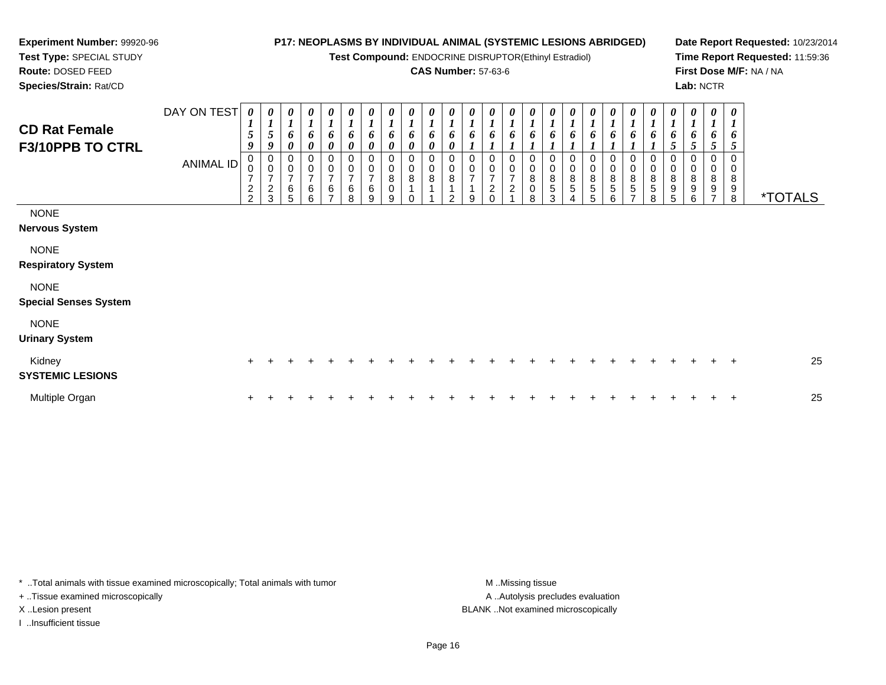**Experiment Number:** 99920-96
**Test Type:** SPECIAL STUDY
**Route:** DOSED FEED
**Species/Strain:** Rat/CD

**P17: NEOPLASMS BY INDIVIDUAL ANIMAL (SYSTEMIC LESIONS ABRIDGED)**
**Test Compound:** ENDOCRINE DISRUPTOR(Ethinyl Estradiol)
**CAS Number:** 57-63-6

**Date Report Requested:** 10/23/2014
**Time Report Requested:** 11:59:36
**First Dose M/F:** NA / NA
**Lab:** NCTR

## CD Rat Female
## F3/10PPB TO CTRL

| DAY ON TEST | 0159 | 0159 | 0160 | 0160 | 0160 | 0160 | 0160 | 0160 | 0160 | 0160 | 0160 | 0161 | 0161 | 0161 | 0161 | 0161 | 0161 | 0161 | 0161 | 0161 | 0161 | 0165 | 0165 | 0165 | 0165 | |
|---|---|---|---|---|---|---|---|---|---|---|---|---|---|---|---|---|---|---|---|---|---|---|---|---|---|---|
| **ANIMAL ID** | 00722 | 00723 | 00765 | 00766 | 00767 | 00768 | 00769 | 00809 | 00810 | 00811 | 00812 | 00719 | 00720 | 00721 | 00808 | 00853 | 00854 | 00855 | 00856 | 00857 | 00858 | 00895 | 00896 | 00897 | 00898 | ***TOTALS** |
| NONE | | | | | | | | | | | | | | | | | | | | | | | | | | |
| **Nervous System** | | | | | | | | | | | | | | | | | | | | | | | | | | |
| NONE | | | | | | | | | | | | | | | | | | | | | | | | | | |
| **Respiratory System** | | | | | | | | | | | | | | | | | | | | | | | | | | |
| NONE | | | | | | | | | | | | | | | | | | | | | | | | | | |
| **Special Senses System** | | | | | | | | | | | | | | | | | | | | | | | | | | |
| NONE | | | | | | | | | | | | | | | | | | | | | | | | | | |
| **Urinary System** | | | | | | | | | | | | | | | | | | | | | | | | | | |
| Kidney | + | + | + | + | + | + | + | + | + | + | + | + | + | + | + | + | + | + | + | + | + | + | + | + | + | 25 |
| **SYSTEMIC LESIONS** | | | | | | | | | | | | | | | | | | | | | | | | | | |
| Multiple Organ | + | + | + | + | + | + | + | + | + | + | + | + | + | + | + | + | + | + | + | + | + | + | + | + | + | 25 |

* ..Total animals with tissue examined microscopically; Total animals with tumor
+ ..Tissue examined microscopically
X ..Lesion present
I ..Insufficient tissue

M ..Missing tissue
A ..Autolysis precludes evaluation
BLANK ..Not examined microscopically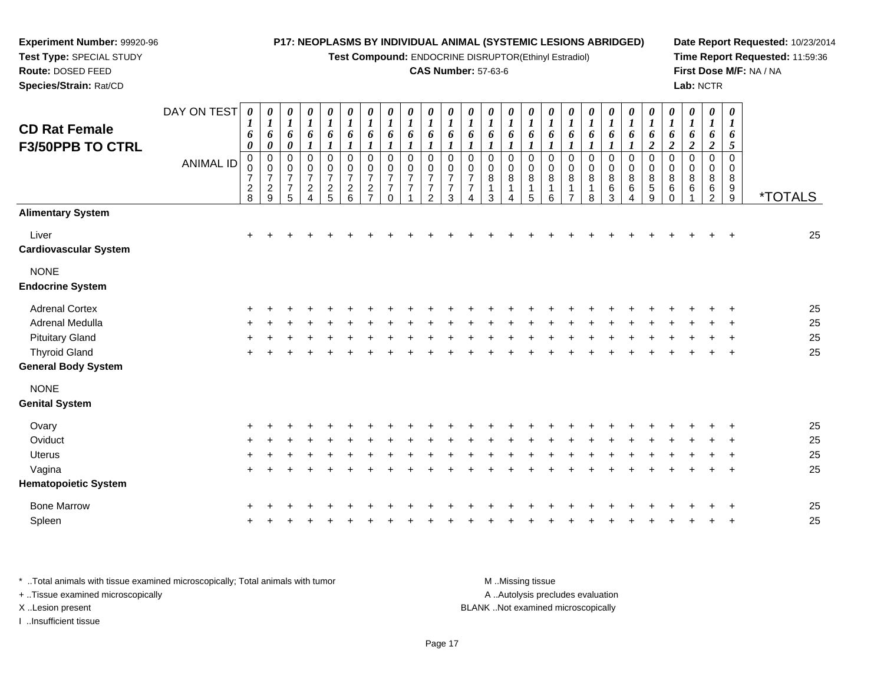**Experiment Number:** 99920-96
**Test Type:** SPECIAL STUDY
**Route:** DOSED FEED
**Species/Strain:** Rat/CD

**P17: NEOPLASMS BY INDIVIDUAL ANIMAL (SYSTEMIC LESIONS ABRIDGED)**
**Test Compound:** ENDOCRINE DISRUPTOR(Ethinyl Estradiol)
**CAS Number:** 57-63-6

**Date Report Requested:** 10/23/2014
**Time Report Requested:** 11:59:36
**First Dose M/F:** NA / NA
**Lab:** NCTR

# CD Rat Female F3/50PPB TO CTRL

| DAY ON TEST | 0160 | 0160 | 0160 | 0161 | 0161 | 0161 | 0161 | 0161 | 0161 | 0161 | 0161 | 0161 | 0161 | 0161 | 0161 | 0161 | 0161 | 0161 | 0161 | 0161 | 0162 | 0162 | 0162 | 0162 | 0165 | |
|---|---|---|---|---|---|---|---|---|---|---|---|---|---|---|---|---|---|---|---|---|---|---|---|---|---|---|
| **ANIMAL ID** | 00728 | 00729 | 00775 | 00724 | 00725 | 00726 | 00727 | 00770 | 00771 | 00772 | 00773 | 00774 | 00813 | 00814 | 00815 | 00816 | 00817 | 00818 | 00863 | 00864 | 00859 | 00860 | 00861 | 00862 | 00899 | ***TOTALS** |
| **Alimentary System** | | | | | | | | | | | | | | | | | | | | | | | | | | |
| Liver | + | + | + | + | + | + | + | + | + | + | + | + | + | + | + | + | + | + | + | + | + | + | + | + | + | 25 |
| **Cardiovascular System** | | | | | | | | | | | | | | | | | | | | | | | | | | |
| NONE | | | | | | | | | | | | | | | | | | | | | | | | | | |
| **Endocrine System** | | | | | | | | | | | | | | | | | | | | | | | | | | |
| Adrenal Cortex | + | + | + | + | + | + | + | + | + | + | + | + | + | + | + | + | + | + | + | + | + | + | + | + | + | 25 |
| Adrenal Medulla | + | + | + | + | + | + | + | + | + | + | + | + | + | + | + | + | + | + | + | + | + | + | + | + | + | 25 |
| Pituitary Gland | + | + | + | + | + | + | + | + | + | + | + | + | + | + | + | + | + | + | + | + | + | + | + | + | + | 25 |
| Thyroid Gland | + | + | + | + | + | + | + | + | + | + | + | + | + | + | + | + | + | + | + | + | + | + | + | + | + | 25 |
| **General Body System** | | | | | | | | | | | | | | | | | | | | | | | | | | |
| NONE | | | | | | | | | | | | | | | | | | | | | | | | | | |
| **Genital System** | | | | | | | | | | | | | | | | | | | | | | | | | | |
| Ovary | + | + | + | + | + | + | + | + | + | + | + | + | + | + | + | + | + | + | + | + | + | + | + | + | + | 25 |
| Oviduct | + | + | + | + | + | + | + | + | + | + | + | + | + | + | + | + | + | + | + | + | + | + | + | + | + | 25 |
| Uterus | + | + | + | + | + | + | + | + | + | + | + | + | + | + | + | + | + | + | + | + | + | + | + | + | + | 25 |
| Vagina | + | + | + | + | + | + | + | + | + | + | + | + | + | + | + | + | + | + | + | + | + | + | + | + | + | 25 |
| **Hematopoietic System** | | | | | | | | | | | | | | | | | | | | | | | | | | |
| Bone Marrow | + | + | + | + | + | + | + | + | + | + | + | + | + | + | + | + | + | + | + | + | + | + | + | + | + | 25 |
| Spleen | + | + | + | + | + | + | + | + | + | + | + | + | + | + | + | + | + | + | + | + | + | + | + | + | + | 25 |

\* ..Total animals with tissue examined microscopically; Total animals with tumor
+ ..Tissue examined microscopically
X ..Lesion present
I ..Insufficient tissue

M ..Missing tissue
A ..Autolysis precludes evaluation
BLANK ..Not examined microscopically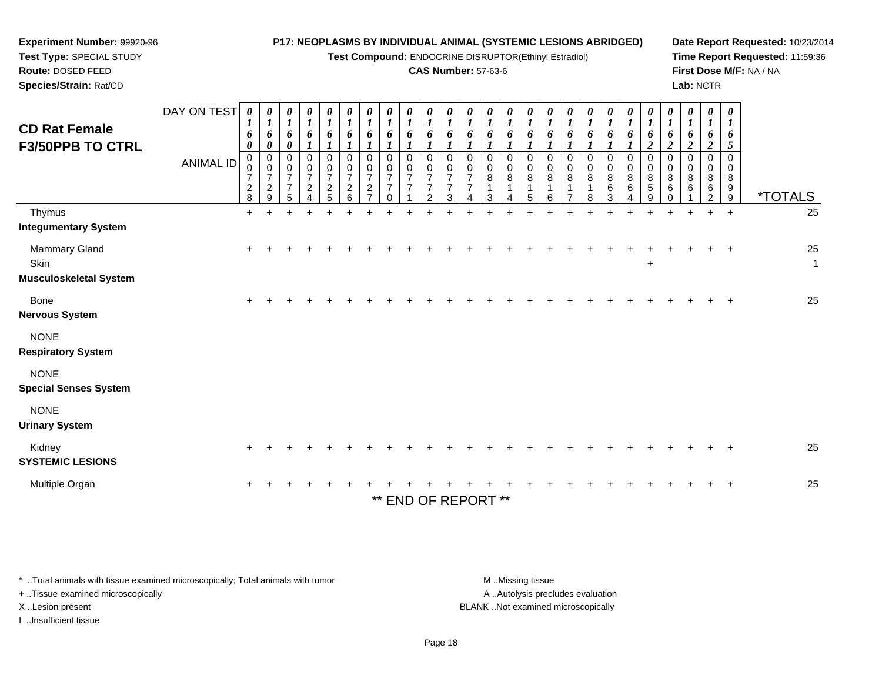**Experiment Number:** 99920-96
**Test Type:** SPECIAL STUDY
**Route:** DOSED FEED
**Species/Strain:** Rat/CD

**P17: NEOPLASMS BY INDIVIDUAL ANIMAL (SYSTEMIC LESIONS ABRIDGED)**
**Test Compound:** ENDOCRINE DISRUPTOR(Ethinyl Estradiol)
**CAS Number:** 57-63-6

**Date Report Requested:** 10/23/2014
**Time Report Requested:** 11:59:36
**First Dose M/F:** NA / NA
**Lab:** NCTR

## CD Rat Female F3/50PPB TO CTRL

| DAY ON TEST | 0160 | 0160 | 0160 | 0161 | 0161 | 0161 | 0161 | 0161 | 0161 | 0161 | 0161 | 0161 | 0161 | 0161 | 0161 | 0161 | 0161 | 0161 | 0161 | 0161 | 0162 | 0162 | 0162 | 0162 | 0165 | |
|---|---|---|---|---|---|---|---|---|---|---|---|---|---|---|---|---|---|---|---|---|---|---|---|---|---|---|
| ANIMAL ID | 00728 | 00729 | 00775 | 00724 | 00725 | 00726 | 00727 | 00770 | 00771 | 00772 | 00773 | 00774 | 00813 | 00814 | 00815 | 00816 | 00817 | 00818 | 00863 | 00864 | 00859 | 00860 | 00861 | 00862 | 00899 | *TOTALS |
| Thymus | + | + | + | + | + | + | + | + | + | + | + | + | + | + | + | + | + | + | + | + | + | + | + | + | + | 25 |
| **Integumentary System** | | | | | | | | | | | | | | | | | | | | | | | | | | |
| Mammary Gland | + | + | + | + | + | + | + | + | + | + | + | + | + | + | + | + | + | + | + | + | + | + | + | + | + | 25 |
| Skin | | | | | | | | | | | | | | | | | | | | | + | | | | | 1 |
| **Musculoskeletal System** | | | | | | | | | | | | | | | | | | | | | | | | | | |
| Bone | + | + | + | + | + | + | + | + | + | + | + | + | + | + | + | + | + | + | + | + | + | + | + | + | + | 25 |
| **Nervous System** | | | | | | | | | | | | | | | | | | | | | | | | | | |
| NONE | | | | | | | | | | | | | | | | | | | | | | | | | | |
| **Respiratory System** | | | | | | | | | | | | | | | | | | | | | | | | | | |
| NONE | | | | | | | | | | | | | | | | | | | | | | | | | | |
| **Special Senses System** | | | | | | | | | | | | | | | | | | | | | | | | | | |
| NONE | | | | | | | | | | | | | | | | | | | | | | | | | | |
| **Urinary System** | | | | | | | | | | | | | | | | | | | | | | | | | | |
| Kidney | + | + | + | + | + | + | + | + | + | + | + | + | + | + | + | + | + | + | + | + | + | + | + | + | + | 25 |
| **SYSTEMIC LESIONS** | | | | | | | | | | | | | | | | | | | | | | | | | | |
| Multiple Organ | + | + | + | + | + | + | + | + | + | + | + | + | + | + | + | + | + | + | + | + | + | + | + | + | + | 25 |

** END OF REPORT **

\* ..Total animals with tissue examined microscopically; Total animals with tumor
\+ ..Tissue examined microscopically
X ..Lesion present
I ..Insufficient tissue

M ..Missing tissue
A ..Autolysis precludes evaluation
BLANK ..Not examined microscopically